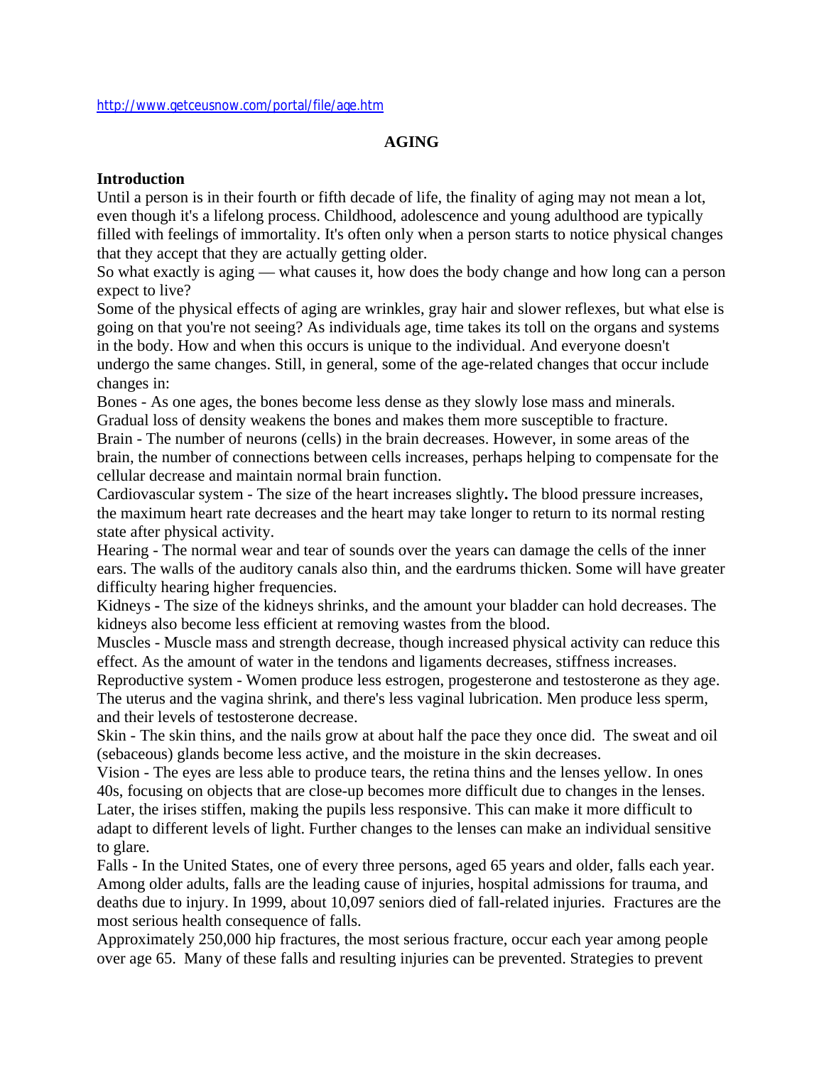http://www.getceusnow.com/portal/file/age.htm

# AGING

## Introduction

Until a person is in their fourth or fifth decade of life, the finality of aging may not mean a lot, even though it's a lifelong process. Childhood, adolescence and young adulthood are typically filled with feelings of immortality. It's often only when a person starts to notice physical changes that they accept that they are actually getting older.

So what exactly is aging — what causes it, how does the body change and how long can a person expect to live?

Some of the physical effects of aging are wrinkles, gray hair and slower reflexes, but what else is going on that you're not seeing? As individuals age, time takes its toll on the organs and systems in the body. How and when this occurs is unique to the individual. And everyone doesn't undergo the same changes. Still, in general, some of the age-related changes that occur include changes in:

Bones - As one ages, the bones become less dense as they slowly lose mass and minerals. Gradual loss of density weakens the bones and makes them more susceptible to fracture.

Brain - The number of neurons (cells) in the brain decreases. However, in some areas of the brain, the number of connections between cells increases, perhaps helping to compensate for the cellular decrease and maintain normal brain function.

Cardiovascular system - The size of the heart increases slightly**.** The blood pressure increases, the maximum heart rate decreases and the heart may take longer to return to its normal resting state after physical activity.

Hearing - The normal wear and tear of sounds over the years can damage the cells of the inner ears. The walls of the auditory canals also thin, and the eardrums thicken. Some will have greater difficulty hearing higher frequencies.

Kidneys - The size of the kidneys shrinks, and the amount your bladder can hold decreases. The kidneys also become less efficient at removing wastes from the blood.

Muscles - Muscle mass and strength decrease, though increased physical activity can reduce this effect. As the amount of water in the tendons and ligaments decreases, stiffness increases.

Reproductive system - Women produce less estrogen, progesterone and testosterone as they age. The uterus and the vagina shrink, and there's less vaginal lubrication. Men produce less sperm, and their levels of testosterone decrease.

Skin - The skin thins, and the nails grow at about half the pace they once did. The sweat and oil (sebaceous) glands become less active, and the moisture in the skin decreases.

Vision - The eyes are less able to produce tears, the retina thins and the lenses yellow. In ones 40s, focusing on objects that are close-up becomes more difficult due to changes in the lenses. Later, the irises stiffen, making the pupils less responsive. This can make it more difficult to adapt to different levels of light. Further changes to the lenses can make an individual sensitive to glare.

Falls - In the United States, one of every three persons, aged 65 years and older, falls each year. Among older adults, falls are the leading cause of injuries, hospital admissions for trauma, and deaths due to injury. In 1999, about 10,097 seniors died of fall-related injuries. Fractures are the most serious health consequence of falls.

Approximately 250,000 hip fractures, the most serious fracture, occur each year among people over age 65. Many of these falls and resulting injuries can be prevented. Strategies to prevent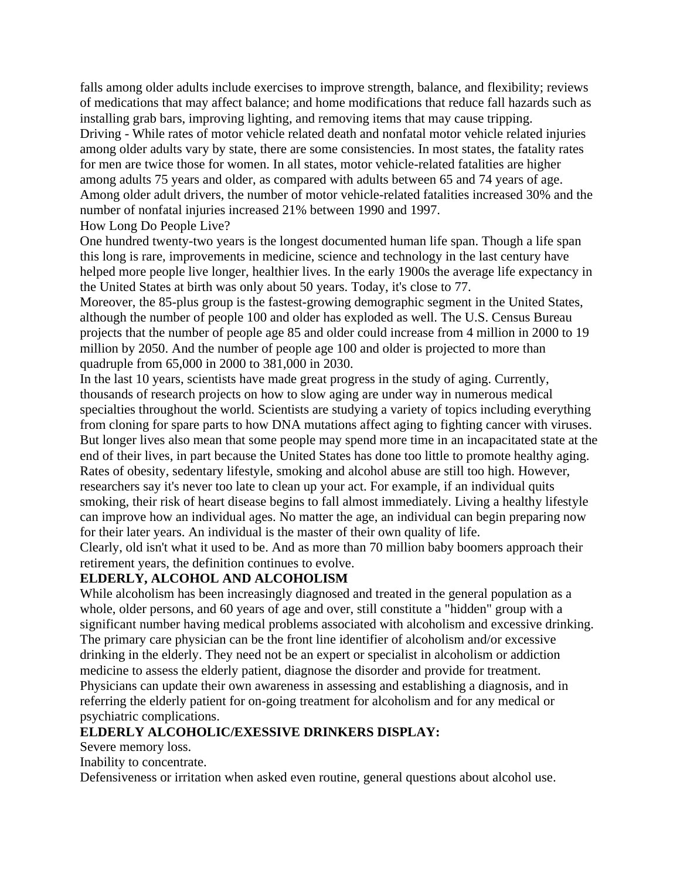falls among older adults include exercises to improve strength, balance, and flexibility; reviews of medications that may affect balance; and home modifications that reduce fall hazards such as installing grab bars, improving lighting, and removing items that may cause tripping.

Driving - While rates of motor vehicle related death and nonfatal motor vehicle related injuries among older adults vary by state, there are some consistencies. In most states, the fatality rates for men are twice those for women. In all states, motor vehicle-related fatalities are higher among adults 75 years and older, as compared with adults between 65 and 74 years of age. Among older adult drivers, the number of motor vehicle-related fatalities increased 30% and the number of nonfatal injuries increased 21% between 1990 and 1997.

How Long Do People Live?

One hundred twenty-two years is the longest documented human life span. Though a life span this long is rare, improvements in medicine, science and technology in the last century have helped more people live longer, healthier lives. In the early 1900s the average life expectancy in the United States at birth was only about 50 years. Today, it's close to 77.

Moreover, the 85-plus group is the fastest-growing demographic segment in the United States, although the number of people 100 and older has exploded as well. The U.S. Census Bureau projects that the number of people age 85 and older could increase from 4 million in 2000 to 19 million by 2050. And the number of people age 100 and older is projected to more than quadruple from 65,000 in 2000 to 381,000 in 2030.

In the last 10 years, scientists have made great progress in the study of aging. Currently, thousands of research projects on how to slow aging are under way in numerous medical specialties throughout the world. Scientists are studying a variety of topics including everything from cloning for spare parts to how DNA mutations affect aging to fighting cancer with viruses.

But longer lives also mean that some people may spend more time in an incapacitated state at the end of their lives, in part because the United States has done too little to promote healthy aging. Rates of obesity, sedentary lifestyle, smoking and alcohol abuse are still too high. However, researchers say it's never too late to clean up your act. For example, if an individual quits smoking, their risk of heart disease begins to fall almost immediately. Living a healthy lifestyle can improve how an individual ages. No matter the age, an individual can begin preparing now for their later years. An individual is the master of their own quality of life.

Clearly, old isn't what it used to be. And as more than 70 million baby boomers approach their retirement years, the definition continues to evolve.

**ELDERLY, ALCOHOL AND ALCOHOLISM**

While alcoholism has been increasingly diagnosed and treated in the general population as a whole, older persons, and 60 years of age and over, still constitute a "hidden" group with a significant number having medical problems associated with alcoholism and excessive drinking. The primary care physician can be the front line identifier of alcoholism and/or excessive drinking in the elderly. They need not be an expert or specialist in alcoholism or addiction medicine to assess the elderly patient, diagnose the disorder and provide for treatment. Physicians can update their own awareness in assessing and establishing a diagnosis, and in referring the elderly patient for on-going treatment for alcoholism and for any medical or psychiatric complications.

**ELDERLY ALCOHOLIC/EXESSIVE DRINKERS DISPLAY:**

Severe memory loss.

Inability to concentrate.

Defensiveness or irritation when asked even routine, general questions about alcohol use.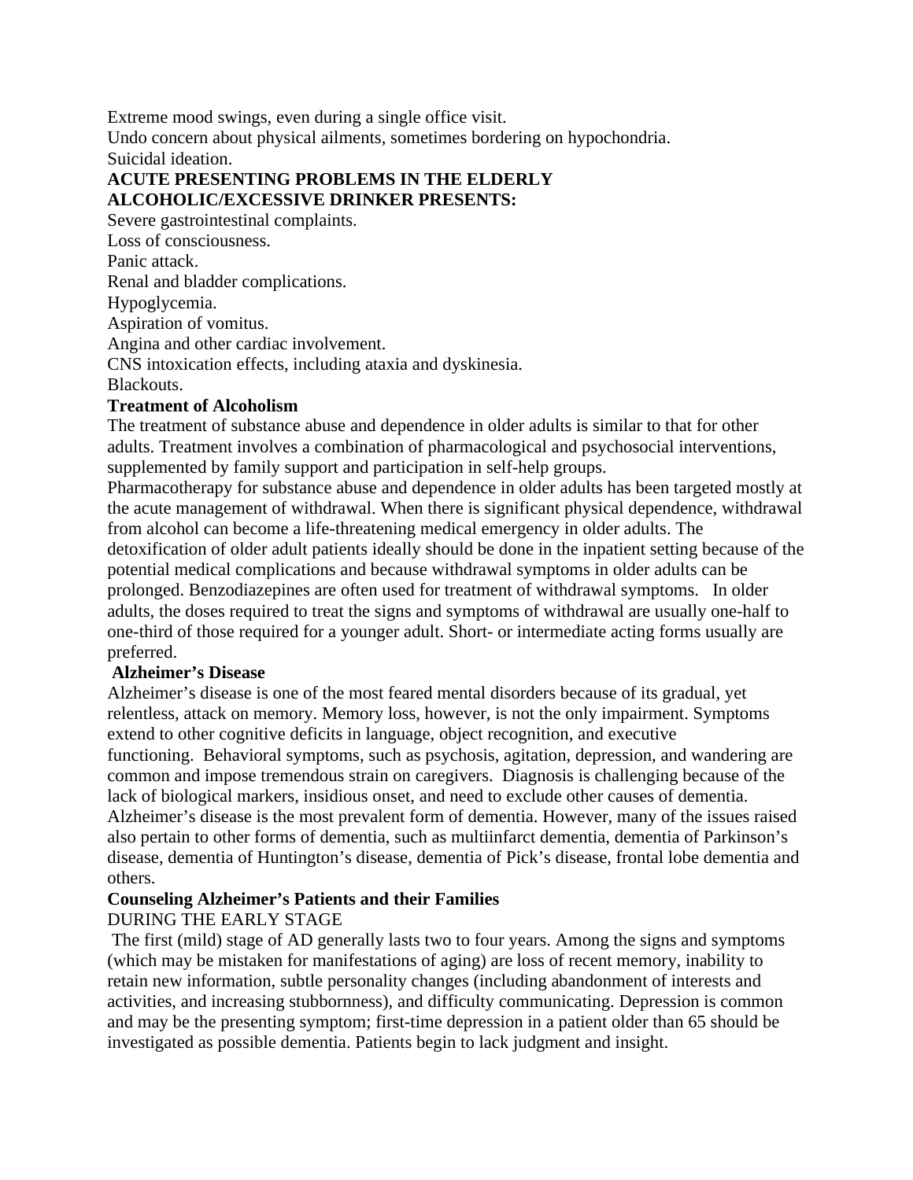Extreme mood swings, even during a single office visit.
Undo concern about physical ailments, sometimes bordering on hypochondria.
Suicidal ideation.

**ACUTE PRESENTING PROBLEMS IN THE ELDERLY ALCOHOLIC/EXCESSIVE DRINKER PRESENTS:**

Severe gastrointestinal complaints.
Loss of consciousness.
Panic attack.
Renal and bladder complications.
Hypoglycemia.
Aspiration of vomitus.
Angina and other cardiac involvement.
CNS intoxication effects, including ataxia and dyskinesia.
Blackouts.

**Treatment of Alcoholism**

The treatment of substance abuse and dependence in older adults is similar to that for other adults. Treatment involves a combination of pharmacological and psychosocial interventions, supplemented by family support and participation in self-help groups.

Pharmacotherapy for substance abuse and dependence in older adults has been targeted mostly at the acute management of withdrawal. When there is significant physical dependence, withdrawal from alcohol can become a life-threatening medical emergency in older adults. The detoxification of older adult patients ideally should be done in the inpatient setting because of the potential medical complications and because withdrawal symptoms in older adults can be prolonged. Benzodiazepines are often used for treatment of withdrawal symptoms. In older adults, the doses required to treat the signs and symptoms of withdrawal are usually one-half to one-third of those required for a younger adult. Short- or intermediate acting forms usually are preferred.

**Alzheimer's Disease**

Alzheimer's disease is one of the most feared mental disorders because of its gradual, yet relentless, attack on memory. Memory loss, however, is not the only impairment. Symptoms extend to other cognitive deficits in language, object recognition, and executive functioning. Behavioral symptoms, such as psychosis, agitation, depression, and wandering are common and impose tremendous strain on caregivers. Diagnosis is challenging because of the lack of biological markers, insidious onset, and need to exclude other causes of dementia. Alzheimer's disease is the most prevalent form of dementia. However, many of the issues raised also pertain to other forms of dementia, such as multiinfarct dementia, dementia of Parkinson's disease, dementia of Huntington's disease, dementia of Pick's disease, frontal lobe dementia and others.

**Counseling Alzheimer's Patients and their Families**

DURING THE EARLY STAGE

The first (mild) stage of AD generally lasts two to four years. Among the signs and symptoms (which may be mistaken for manifestations of aging) are loss of recent memory, inability to retain new information, subtle personality changes (including abandonment of interests and activities, and increasing stubbornness), and difficulty communicating. Depression is common and may be the presenting symptom; first-time depression in a patient older than 65 should be investigated as possible dementia. Patients begin to lack judgment and insight.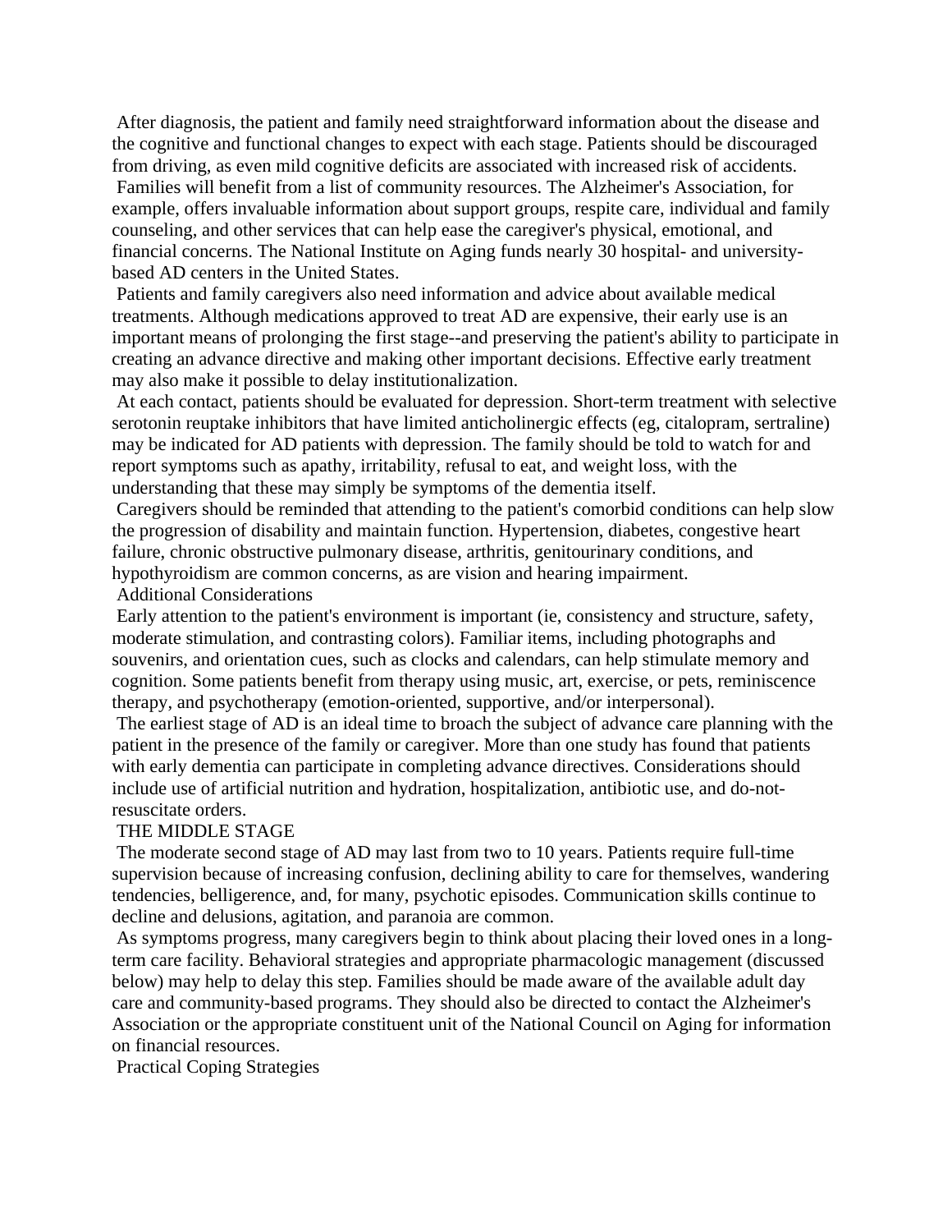After diagnosis, the patient and family need straightforward information about the disease and the cognitive and functional changes to expect with each stage. Patients should be discouraged from driving, as even mild cognitive deficits are associated with increased risk of accidents.

Families will benefit from a list of community resources. The Alzheimer's Association, for example, offers invaluable information about support groups, respite care, individual and family counseling, and other services that can help ease the caregiver's physical, emotional, and financial concerns. The National Institute on Aging funds nearly 30 hospital- and university-based AD centers in the United States.

Patients and family caregivers also need information and advice about available medical treatments. Although medications approved to treat AD are expensive, their early use is an important means of prolonging the first stage--and preserving the patient's ability to participate in creating an advance directive and making other important decisions. Effective early treatment may also make it possible to delay institutionalization.

At each contact, patients should be evaluated for depression. Short-term treatment with selective serotonin reuptake inhibitors that have limited anticholinergic effects (eg, citalopram, sertraline) may be indicated for AD patients with depression. The family should be told to watch for and report symptoms such as apathy, irritability, refusal to eat, and weight loss, with the understanding that these may simply be symptoms of the dementia itself.

Caregivers should be reminded that attending to the patient's comorbid conditions can help slow the progression of disability and maintain function. Hypertension, diabetes, congestive heart failure, chronic obstructive pulmonary disease, arthritis, genitourinary conditions, and hypothyroidism are common concerns, as are vision and hearing impairment.

### Additional Considerations

Early attention to the patient's environment is important (ie, consistency and structure, safety, moderate stimulation, and contrasting colors). Familiar items, including photographs and souvenirs, and orientation cues, such as clocks and calendars, can help stimulate memory and cognition. Some patients benefit from therapy using music, art, exercise, or pets, reminiscence therapy, and psychotherapy (emotion-oriented, supportive, and/or interpersonal).

The earliest stage of AD is an ideal time to broach the subject of advance care planning with the patient in the presence of the family or caregiver. More than one study has found that patients with early dementia can participate in completing advance directives. Considerations should include use of artificial nutrition and hydration, hospitalization, antibiotic use, and do-not-resuscitate orders.

## THE MIDDLE STAGE

The moderate second stage of AD may last from two to 10 years. Patients require full-time supervision because of increasing confusion, declining ability to care for themselves, wandering tendencies, belligerence, and, for many, psychotic episodes. Communication skills continue to decline and delusions, agitation, and paranoia are common.

As symptoms progress, many caregivers begin to think about placing their loved ones in a long-term care facility. Behavioral strategies and appropriate pharmacologic management (discussed below) may help to delay this step. Families should be made aware of the available adult day care and community-based programs. They should also be directed to contact the Alzheimer's Association or the appropriate constituent unit of the National Council on Aging for information on financial resources.

### Practical Coping Strategies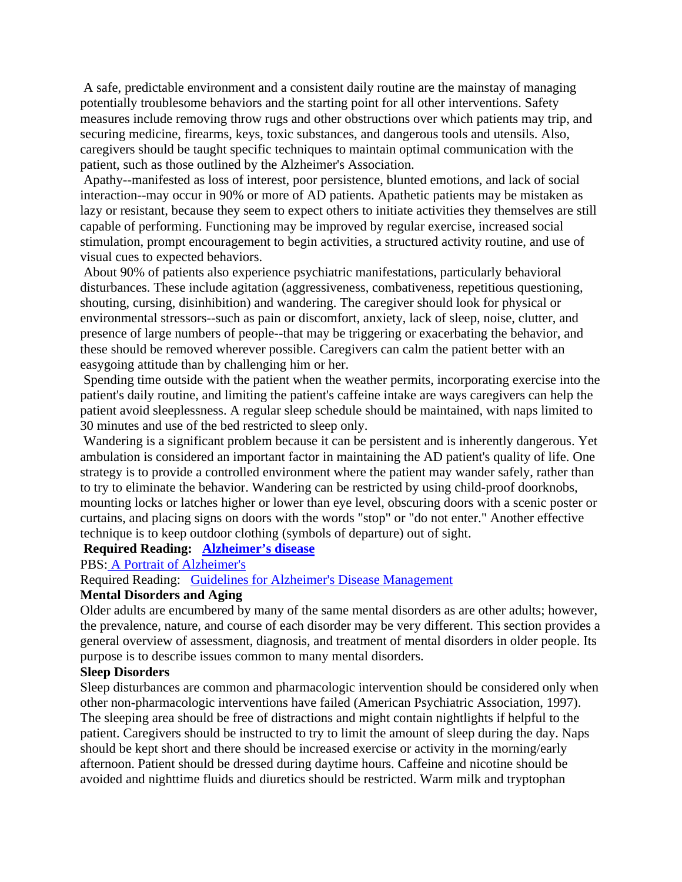A safe, predictable environment and a consistent daily routine are the mainstay of managing potentially troublesome behaviors and the starting point for all other interventions. Safety measures include removing throw rugs and other obstructions over which patients may trip, and securing medicine, firearms, keys, toxic substances, and dangerous tools and utensils. Also, caregivers should be taught specific techniques to maintain optimal communication with the patient, such as those outlined by the Alzheimer's Association.

Apathy--manifested as loss of interest, poor persistence, blunted emotions, and lack of social interaction--may occur in 90% or more of AD patients. Apathetic patients may be mistaken as lazy or resistant, because they seem to expect others to initiate activities they themselves are still capable of performing. Functioning may be improved by regular exercise, increased social stimulation, prompt encouragement to begin activities, a structured activity routine, and use of visual cues to expected behaviors.

About 90% of patients also experience psychiatric manifestations, particularly behavioral disturbances. These include agitation (aggressiveness, combativeness, repetitious questioning, shouting, cursing, disinhibition) and wandering. The caregiver should look for physical or environmental stressors--such as pain or discomfort, anxiety, lack of sleep, noise, clutter, and presence of large numbers of people--that may be triggering or exacerbating the behavior, and these should be removed wherever possible. Caregivers can calm the patient better with an easygoing attitude than by challenging him or her.

Spending time outside with the patient when the weather permits, incorporating exercise into the patient's daily routine, and limiting the patient's caffeine intake are ways caregivers can help the patient avoid sleeplessness. A regular sleep schedule should be maintained, with naps limited to 30 minutes and use of the bed restricted to sleep only.

Wandering is a significant problem because it can be persistent and is inherently dangerous. Yet ambulation is considered an important factor in maintaining the AD patient's quality of life. One strategy is to provide a controlled environment where the patient may wander safely, rather than to try to eliminate the behavior. Wandering can be restricted by using child-proof doorknobs, mounting locks or latches higher or lower than eye level, obscuring doors with a scenic poster or curtains, and placing signs on doors with the words "stop" or "do not enter." Another effective technique is to keep outdoor clothing (symbols of departure) out of sight.

**Required Reading: Alzheimer's disease**

PBS: A Portrait of Alzheimer's

Required Reading: Guidelines for Alzheimer's Disease Management

**Mental Disorders and Aging**

Older adults are encumbered by many of the same mental disorders as are other adults; however, the prevalence, nature, and course of each disorder may be very different. This section provides a general overview of assessment, diagnosis, and treatment of mental disorders in older people. Its purpose is to describe issues common to many mental disorders.

**Sleep Disorders**

Sleep disturbances are common and pharmacologic intervention should be considered only when other non-pharmacologic interventions have failed (American Psychiatric Association, 1997). The sleeping area should be free of distractions and might contain nightlights if helpful to the patient. Caregivers should be instructed to try to limit the amount of sleep during the day. Naps should be kept short and there should be increased exercise or activity in the morning/early afternoon. Patient should be dressed during daytime hours. Caffeine and nicotine should be avoided and nighttime fluids and diuretics should be restricted. Warm milk and tryptophan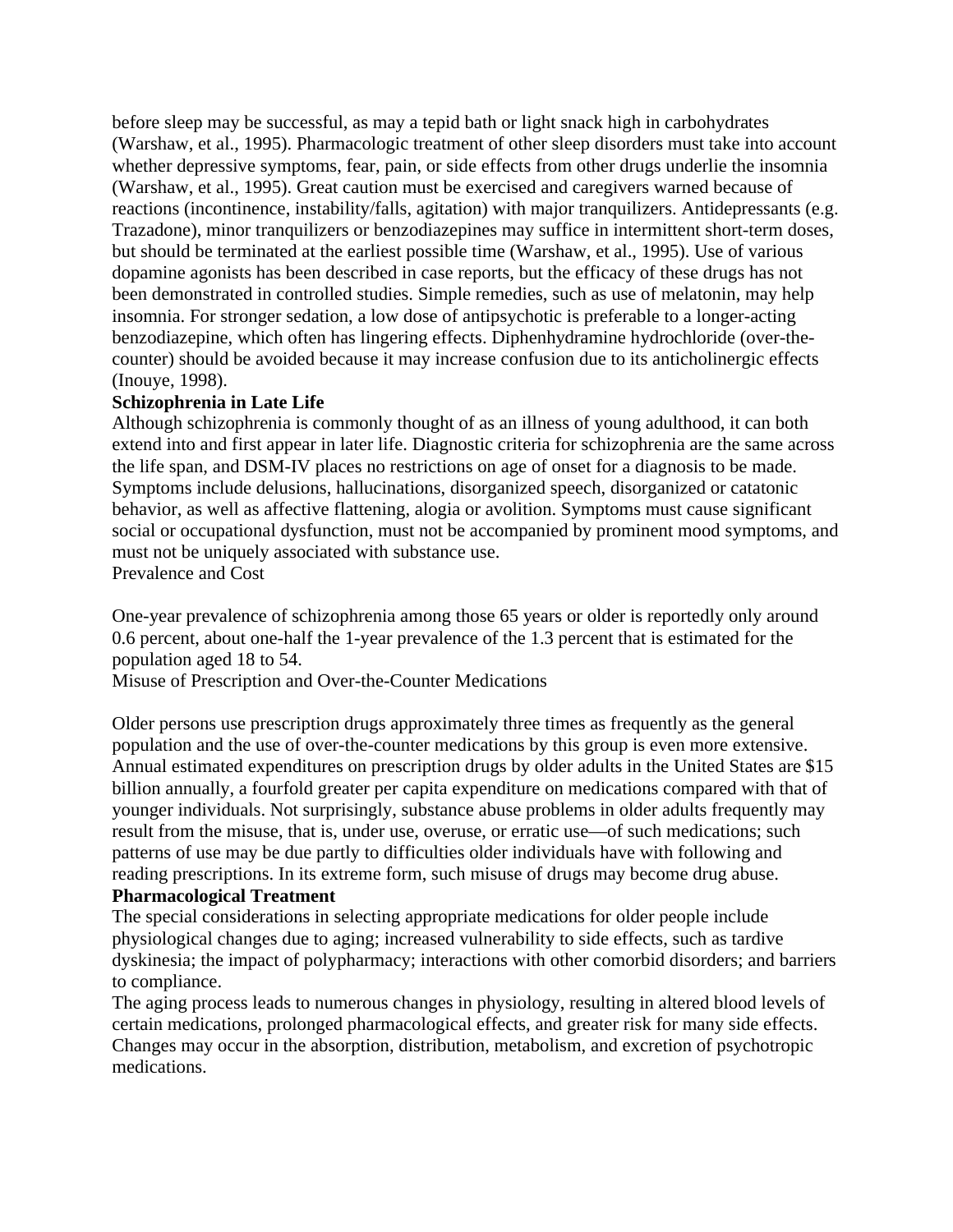before sleep may be successful, as may a tepid bath or light snack high in carbohydrates (Warshaw, et al., 1995). Pharmacologic treatment of other sleep disorders must take into account whether depressive symptoms, fear, pain, or side effects from other drugs underlie the insomnia (Warshaw, et al., 1995). Great caution must be exercised and caregivers warned because of reactions (incontinence, instability/falls, agitation) with major tranquilizers. Antidepressants (e.g. Trazadone), minor tranquilizers or benzodiazepines may suffice in intermittent short-term doses, but should be terminated at the earliest possible time (Warshaw, et al., 1995). Use of various dopamine agonists has been described in case reports, but the efficacy of these drugs has not been demonstrated in controlled studies. Simple remedies, such as use of melatonin, may help insomnia. For stronger sedation, a low dose of antipsychotic is preferable to a longer-acting benzodiazepine, which often has lingering effects. Diphenhydramine hydrochloride (over-the-counter) should be avoided because it may increase confusion due to its anticholinergic effects (Inouye, 1998).

**Schizophrenia in Late Life**

Although schizophrenia is commonly thought of as an illness of young adulthood, it can both extend into and first appear in later life. Diagnostic criteria for schizophrenia are the same across the life span, and DSM-IV places no restrictions on age of onset for a diagnosis to be made. Symptoms include delusions, hallucinations, disorganized speech, disorganized or catatonic behavior, as well as affective flattening, alogia or avolition. Symptoms must cause significant social or occupational dysfunction, must not be accompanied by prominent mood symptoms, and must not be uniquely associated with substance use.

Prevalence and Cost

One-year prevalence of schizophrenia among those 65 years or older is reportedly only around 0.6 percent, about one-half the 1-year prevalence of the 1.3 percent that is estimated for the population aged 18 to 54.

Misuse of Prescription and Over-the-Counter Medications

Older persons use prescription drugs approximately three times as frequently as the general population and the use of over-the-counter medications by this group is even more extensive. Annual estimated expenditures on prescription drugs by older adults in the United States are $15 billion annually, a fourfold greater per capita expenditure on medications compared with that of younger individuals. Not surprisingly, substance abuse problems in older adults frequently may result from the misuse, that is, under use, overuse, or erratic use—of such medications; such patterns of use may be due partly to difficulties older individuals have with following and reading prescriptions. In its extreme form, such misuse of drugs may become drug abuse.

**Pharmacological Treatment**

The special considerations in selecting appropriate medications for older people include physiological changes due to aging; increased vulnerability to side effects, such as tardive dyskinesia; the impact of polypharmacy; interactions with other comorbid disorders; and barriers to compliance.

The aging process leads to numerous changes in physiology, resulting in altered blood levels of certain medications, prolonged pharmacological effects, and greater risk for many side effects. Changes may occur in the absorption, distribution, metabolism, and excretion of psychotropic medications.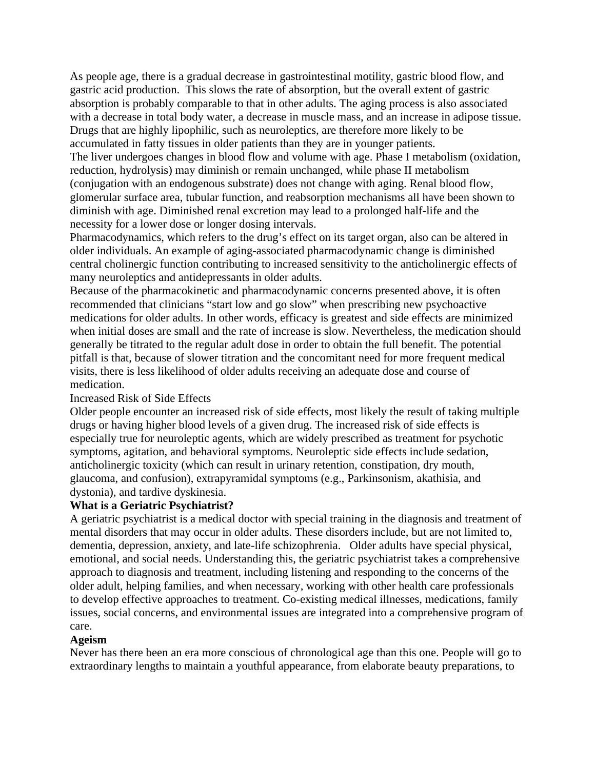As people age, there is a gradual decrease in gastrointestinal motility, gastric blood flow, and gastric acid production. This slows the rate of absorption, but the overall extent of gastric absorption is probably comparable to that in other adults. The aging process is also associated with a decrease in total body water, a decrease in muscle mass, and an increase in adipose tissue. Drugs that are highly lipophilic, such as neuroleptics, are therefore more likely to be accumulated in fatty tissues in older patients than they are in younger patients.

The liver undergoes changes in blood flow and volume with age. Phase I metabolism (oxidation, reduction, hydrolysis) may diminish or remain unchanged, while phase II metabolism (conjugation with an endogenous substrate) does not change with aging. Renal blood flow, glomerular surface area, tubular function, and reabsorption mechanisms all have been shown to diminish with age. Diminished renal excretion may lead to a prolonged half-life and the necessity for a lower dose or longer dosing intervals.

Pharmacodynamics, which refers to the drug's effect on its target organ, also can be altered in older individuals. An example of aging-associated pharmacodynamic change is diminished central cholinergic function contributing to increased sensitivity to the anticholinergic effects of many neuroleptics and antidepressants in older adults.

Because of the pharmacokinetic and pharmacodynamic concerns presented above, it is often recommended that clinicians "start low and go slow" when prescribing new psychoactive medications for older adults. In other words, efficacy is greatest and side effects are minimized when initial doses are small and the rate of increase is slow. Nevertheless, the medication should generally be titrated to the regular adult dose in order to obtain the full benefit. The potential pitfall is that, because of slower titration and the concomitant need for more frequent medical visits, there is less likelihood of older adults receiving an adequate dose and course of medication.

Increased Risk of Side Effects

Older people encounter an increased risk of side effects, most likely the result of taking multiple drugs or having higher blood levels of a given drug. The increased risk of side effects is especially true for neuroleptic agents, which are widely prescribed as treatment for psychotic symptoms, agitation, and behavioral symptoms. Neuroleptic side effects include sedation, anticholinergic toxicity (which can result in urinary retention, constipation, dry mouth, glaucoma, and confusion), extrapyramidal symptoms (e.g., Parkinsonism, akathisia, and dystonia), and tardive dyskinesia.

**What is a Geriatric Psychiatrist?**

A geriatric psychiatrist is a medical doctor with special training in the diagnosis and treatment of mental disorders that may occur in older adults. These disorders include, but are not limited to, dementia, depression, anxiety, and late-life schizophrenia. Older adults have special physical, emotional, and social needs. Understanding this, the geriatric psychiatrist takes a comprehensive approach to diagnosis and treatment, including listening and responding to the concerns of the older adult, helping families, and when necessary, working with other health care professionals to develop effective approaches to treatment. Co-existing medical illnesses, medications, family issues, social concerns, and environmental issues are integrated into a comprehensive program of care.

**Ageism**

Never has there been an era more conscious of chronological age than this one. People will go to extraordinary lengths to maintain a youthful appearance, from elaborate beauty preparations, to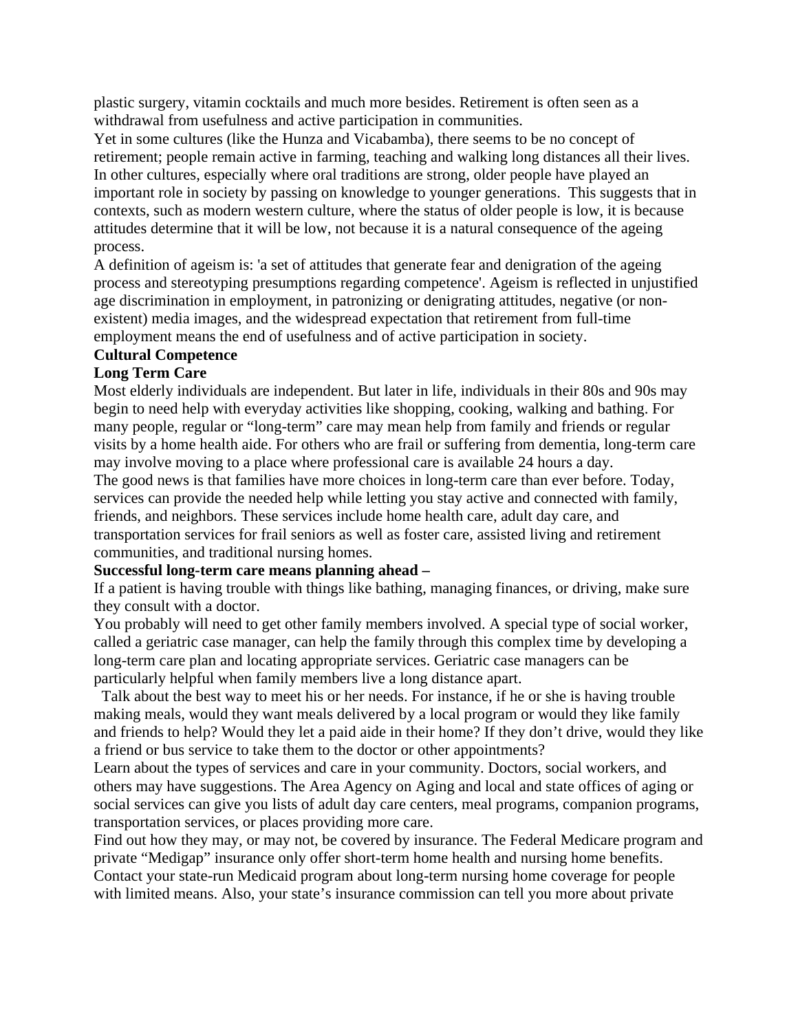plastic surgery, vitamin cocktails and much more besides. Retirement is often seen as a withdrawal from usefulness and active participation in communities.

Yet in some cultures (like the Hunza and Vicabamba), there seems to be no concept of retirement; people remain active in farming, teaching and walking long distances all their lives. In other cultures, especially where oral traditions are strong, older people have played an important role in society by passing on knowledge to younger generations. This suggests that in contexts, such as modern western culture, where the status of older people is low, it is because attitudes determine that it will be low, not because it is a natural consequence of the ageing process.

A definition of ageism is: 'a set of attitudes that generate fear and denigration of the ageing process and stereotyping presumptions regarding competence'. Ageism is reflected in unjustified age discrimination in employment, in patronizing or denigrating attitudes, negative (or non-existent) media images, and the widespread expectation that retirement from full-time employment means the end of usefulness and of active participation in society.

**Cultural Competence**

**Long Term Care**

Most elderly individuals are independent. But later in life, individuals in their 80s and 90s may begin to need help with everyday activities like shopping, cooking, walking and bathing. For many people, regular or "long-term" care may mean help from family and friends or regular visits by a home health aide. For others who are frail or suffering from dementia, long-term care may involve moving to a place where professional care is available 24 hours a day.

The good news is that families have more choices in long-term care than ever before. Today, services can provide the needed help while letting you stay active and connected with family, friends, and neighbors. These services include home health care, adult day care, and transportation services for frail seniors as well as foster care, assisted living and retirement communities, and traditional nursing homes.

**Successful long-term care means planning ahead –**

If a patient is having trouble with things like bathing, managing finances, or driving, make sure they consult with a doctor.

You probably will need to get other family members involved. A special type of social worker, called a geriatric case manager, can help the family through this complex time by developing a long-term care plan and locating appropriate services. Geriatric case managers can be particularly helpful when family members live a long distance apart.

Talk about the best way to meet his or her needs. For instance, if he or she is having trouble making meals, would they want meals delivered by a local program or would they like family and friends to help? Would they let a paid aide in their home? If they don't drive, would they like a friend or bus service to take them to the doctor or other appointments?

Learn about the types of services and care in your community. Doctors, social workers, and others may have suggestions. The Area Agency on Aging and local and state offices of aging or social services can give you lists of adult day care centers, meal programs, companion programs, transportation services, or places providing more care.

Find out how they may, or may not, be covered by insurance. The Federal Medicare program and private "Medigap" insurance only offer short-term home health and nursing home benefits. Contact your state-run Medicaid program about long-term nursing home coverage for people with limited means. Also, your state's insurance commission can tell you more about private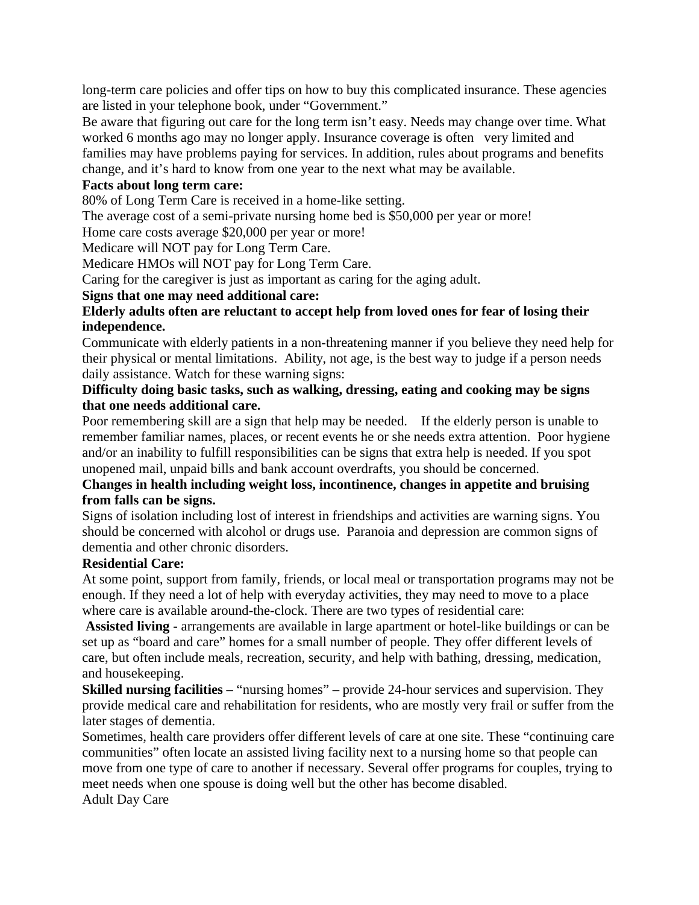long-term care policies and offer tips on how to buy this complicated insurance. These agencies are listed in your telephone book, under "Government."

Be aware that figuring out care for the long term isn't easy. Needs may change over time. What worked 6 months ago may no longer apply. Insurance coverage is often very limited and families may have problems paying for services. In addition, rules about programs and benefits change, and it's hard to know from one year to the next what may be available.

**Facts about long term care:**

80% of Long Term Care is received in a home-like setting.

The average cost of a semi-private nursing home bed is $50,000 per year or more!

Home care costs average $20,000 per year or more!

Medicare will NOT pay for Long Term Care.

Medicare HMOs will NOT pay for Long Term Care.

Caring for the caregiver is just as important as caring for the aging adult.

**Signs that one may need additional care:**

**Elderly adults often are reluctant to accept help from loved ones for fear of losing their independence.**

Communicate with elderly patients in a non-threatening manner if you believe they need help for their physical or mental limitations. Ability, not age, is the best way to judge if a person needs daily assistance. Watch for these warning signs:

**Difficulty doing basic tasks, such as walking, dressing, eating and cooking may be signs that one needs additional care.**

Poor remembering skill are a sign that help may be needed. If the elderly person is unable to remember familiar names, places, or recent events he or she needs extra attention. Poor hygiene and/or an inability to fulfill responsibilities can be signs that extra help is needed. If you spot unopened mail, unpaid bills and bank account overdrafts, you should be concerned.

**Changes in health including weight loss, incontinence, changes in appetite and bruising from falls can be signs.**

Signs of isolation including lost of interest in friendships and activities are warning signs. You should be concerned with alcohol or drugs use. Paranoia and depression are common signs of dementia and other chronic disorders.

**Residential Care:**

At some point, support from family, friends, or local meal or transportation programs may not be enough. If they need a lot of help with everyday activities, they may need to move to a place where care is available around-the-clock. There are two types of residential care:

**Assisted living -** arrangements are available in large apartment or hotel-like buildings or can be set up as "board and care" homes for a small number of people. They offer different levels of care, but often include meals, recreation, security, and help with bathing, dressing, medication, and housekeeping.

**Skilled nursing facilities** – "nursing homes" – provide 24-hour services and supervision. They provide medical care and rehabilitation for residents, who are mostly very frail or suffer from the later stages of dementia.

Sometimes, health care providers offer different levels of care at one site. These "continuing care communities" often locate an assisted living facility next to a nursing home so that people can move from one type of care to another if necessary. Several offer programs for couples, trying to meet needs when one spouse is doing well but the other has become disabled.

Adult Day Care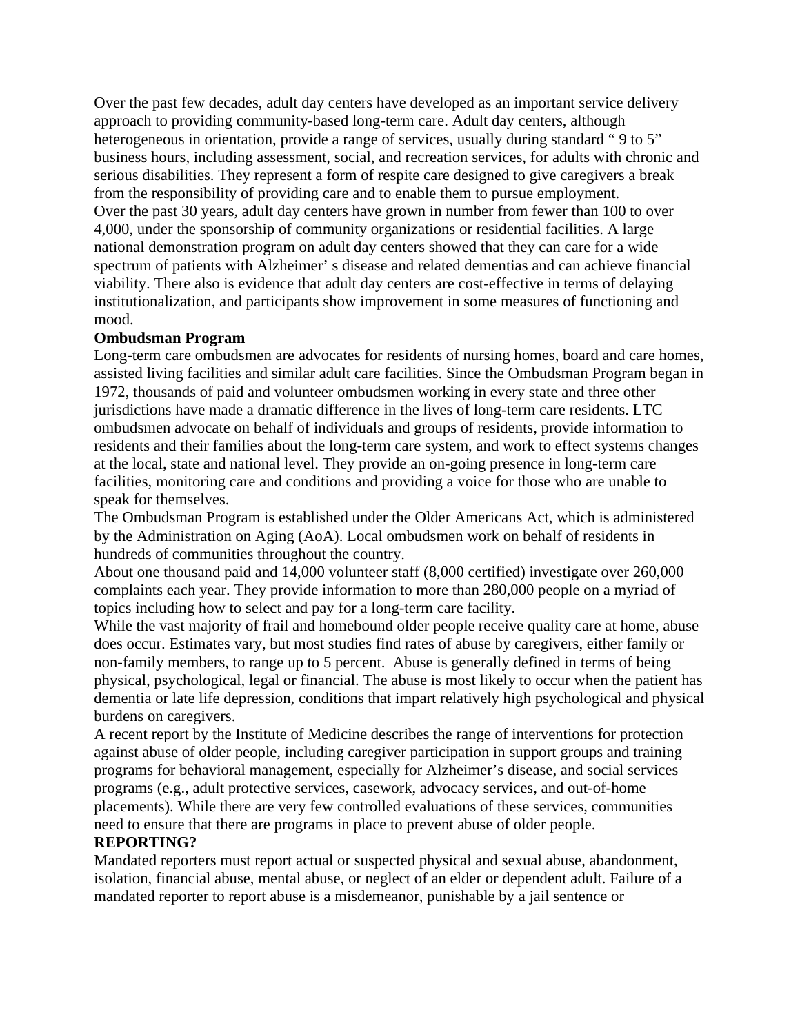Over the past few decades, adult day centers have developed as an important service delivery approach to providing community-based long-term care. Adult day centers, although heterogeneous in orientation, provide a range of services, usually during standard " 9 to 5" business hours, including assessment, social, and recreation services, for adults with chronic and serious disabilities. They represent a form of respite care designed to give caregivers a break from the responsibility of providing care and to enable them to pursue employment.

Over the past 30 years, adult day centers have grown in number from fewer than 100 to over 4,000, under the sponsorship of community organizations or residential facilities. A large national demonstration program on adult day centers showed that they can care for a wide spectrum of patients with Alzheimer' s disease and related dementias and can achieve financial viability. There also is evidence that adult day centers are cost-effective in terms of delaying institutionalization, and participants show improvement in some measures of functioning and mood.

**Ombudsman Program**

Long-term care ombudsmen are advocates for residents of nursing homes, board and care homes, assisted living facilities and similar adult care facilities. Since the Ombudsman Program began in 1972, thousands of paid and volunteer ombudsmen working in every state and three other jurisdictions have made a dramatic difference in the lives of long-term care residents. LTC ombudsmen advocate on behalf of individuals and groups of residents, provide information to residents and their families about the long-term care system, and work to effect systems changes at the local, state and national level. They provide an on-going presence in long-term care facilities, monitoring care and conditions and providing a voice for those who are unable to speak for themselves.

The Ombudsman Program is established under the Older Americans Act, which is administered by the Administration on Aging (AoA). Local ombudsmen work on behalf of residents in hundreds of communities throughout the country.

About one thousand paid and 14,000 volunteer staff (8,000 certified) investigate over 260,000 complaints each year. They provide information to more than 280,000 people on a myriad of topics including how to select and pay for a long-term care facility.

While the vast majority of frail and homebound older people receive quality care at home, abuse does occur. Estimates vary, but most studies find rates of abuse by caregivers, either family or non-family members, to range up to 5 percent. Abuse is generally defined in terms of being physical, psychological, legal or financial. The abuse is most likely to occur when the patient has dementia or late life depression, conditions that impart relatively high psychological and physical burdens on caregivers.

A recent report by the Institute of Medicine describes the range of interventions for protection against abuse of older people, including caregiver participation in support groups and training programs for behavioral management, especially for Alzheimer's disease, and social services programs (e.g., adult protective services, casework, advocacy services, and out-of-home placements). While there are very few controlled evaluations of these services, communities need to ensure that there are programs in place to prevent abuse of older people.

**REPORTING?**

Mandated reporters must report actual or suspected physical and sexual abuse, abandonment, isolation, financial abuse, mental abuse, or neglect of an elder or dependent adult. Failure of a mandated reporter to report abuse is a misdemeanor, punishable by a jail sentence or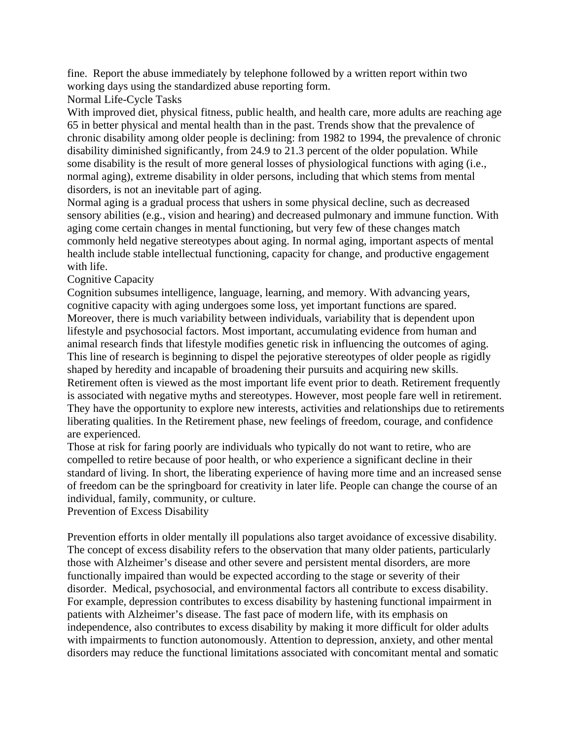fine. Report the abuse immediately by telephone followed by a written report within two working days using the standardized abuse reporting form.

## Normal Life-Cycle Tasks

With improved diet, physical fitness, public health, and health care, more adults are reaching age 65 in better physical and mental health than in the past. Trends show that the prevalence of chronic disability among older people is declining: from 1982 to 1994, the prevalence of chronic disability diminished significantly, from 24.9 to 21.3 percent of the older population. While some disability is the result of more general losses of physiological functions with aging (i.e., normal aging), extreme disability in older persons, including that which stems from mental disorders, is not an inevitable part of aging.

Normal aging is a gradual process that ushers in some physical decline, such as decreased sensory abilities (e.g., vision and hearing) and decreased pulmonary and immune function. With aging come certain changes in mental functioning, but very few of these changes match commonly held negative stereotypes about aging. In normal aging, important aspects of mental health include stable intellectual functioning, capacity for change, and productive engagement with life.

## Cognitive Capacity

Cognition subsumes intelligence, language, learning, and memory. With advancing years, cognitive capacity with aging undergoes some loss, yet important functions are spared. Moreover, there is much variability between individuals, variability that is dependent upon lifestyle and psychosocial factors. Most important, accumulating evidence from human and animal research finds that lifestyle modifies genetic risk in influencing the outcomes of aging. This line of research is beginning to dispel the pejorative stereotypes of older people as rigidly shaped by heredity and incapable of broadening their pursuits and acquiring new skills.

Retirement often is viewed as the most important life event prior to death. Retirement frequently is associated with negative myths and stereotypes. However, most people fare well in retirement. They have the opportunity to explore new interests, activities and relationships due to retirements liberating qualities. In the Retirement phase, new feelings of freedom, courage, and confidence are experienced.

Those at risk for faring poorly are individuals who typically do not want to retire, who are compelled to retire because of poor health, or who experience a significant decline in their standard of living. In short, the liberating experience of having more time and an increased sense of freedom can be the springboard for creativity in later life. People can change the course of an individual, family, community, or culture.

## Prevention of Excess Disability

Prevention efforts in older mentally ill populations also target avoidance of excessive disability. The concept of excess disability refers to the observation that many older patients, particularly those with Alzheimer’s disease and other severe and persistent mental disorders, are more functionally impaired than would be expected according to the stage or severity of their disorder. Medical, psychosocial, and environmental factors all contribute to excess disability. For example, depression contributes to excess disability by hastening functional impairment in patients with Alzheimer’s disease. The fast pace of modern life, with its emphasis on independence, also contributes to excess disability by making it more difficult for older adults with impairments to function autonomously. Attention to depression, anxiety, and other mental disorders may reduce the functional limitations associated with concomitant mental and somatic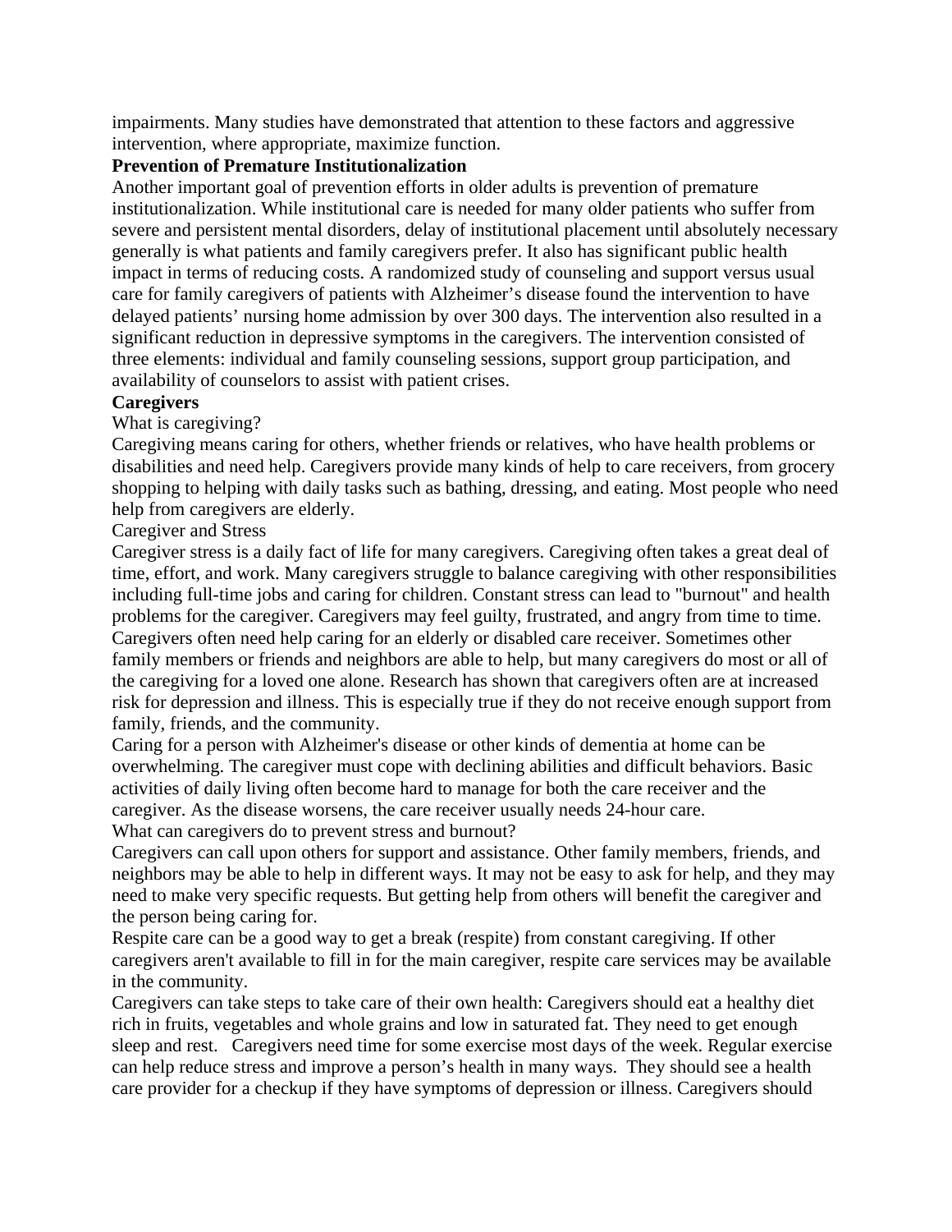impairments. Many studies have demonstrated that attention to these factors and aggressive intervention, where appropriate, maximize function.

**Prevention of Premature Institutionalization**

Another important goal of prevention efforts in older adults is prevention of premature institutionalization. While institutional care is needed for many older patients who suffer from severe and persistent mental disorders, delay of institutional placement until absolutely necessary generally is what patients and family caregivers prefer. It also has significant public health impact in terms of reducing costs. A randomized study of counseling and support versus usual care for family caregivers of patients with Alzheimer's disease found the intervention to have delayed patients' nursing home admission by over 300 days. The intervention also resulted in a significant reduction in depressive symptoms in the caregivers. The intervention consisted of three elements: individual and family counseling sessions, support group participation, and availability of counselors to assist with patient crises.

**Caregivers**

What is caregiving?

Caregiving means caring for others, whether friends or relatives, who have health problems or disabilities and need help. Caregivers provide many kinds of help to care receivers, from grocery shopping to helping with daily tasks such as bathing, dressing, and eating. Most people who need help from caregivers are elderly.

Caregiver and Stress

Caregiver stress is a daily fact of life for many caregivers. Caregiving often takes a great deal of time, effort, and work. Many caregivers struggle to balance caregiving with other responsibilities including full-time jobs and caring for children. Constant stress can lead to "burnout" and health problems for the caregiver. Caregivers may feel guilty, frustrated, and angry from time to time. Caregivers often need help caring for an elderly or disabled care receiver. Sometimes other family members or friends and neighbors are able to help, but many caregivers do most or all of the caregiving for a loved one alone. Research has shown that caregivers often are at increased risk for depression and illness. This is especially true if they do not receive enough support from family, friends, and the community.

Caring for a person with Alzheimer's disease or other kinds of dementia at home can be overwhelming. The caregiver must cope with declining abilities and difficult behaviors. Basic activities of daily living often become hard to manage for both the care receiver and the caregiver. As the disease worsens, the care receiver usually needs 24-hour care.

What can caregivers do to prevent stress and burnout?

Caregivers can call upon others for support and assistance. Other family members, friends, and neighbors may be able to help in different ways. It may not be easy to ask for help, and they may need to make very specific requests. But getting help from others will benefit the caregiver and the person being caring for.

Respite care can be a good way to get a break (respite) from constant caregiving. If other caregivers aren't available to fill in for the main caregiver, respite care services may be available in the community.

Caregivers can take steps to take care of their own health: Caregivers should eat a healthy diet rich in fruits, vegetables and whole grains and low in saturated fat. They need to get enough sleep and rest. Caregivers need time for some exercise most days of the week. Regular exercise can help reduce stress and improve a person's health in many ways. They should see a health care provider for a checkup if they have symptoms of depression or illness. Caregivers should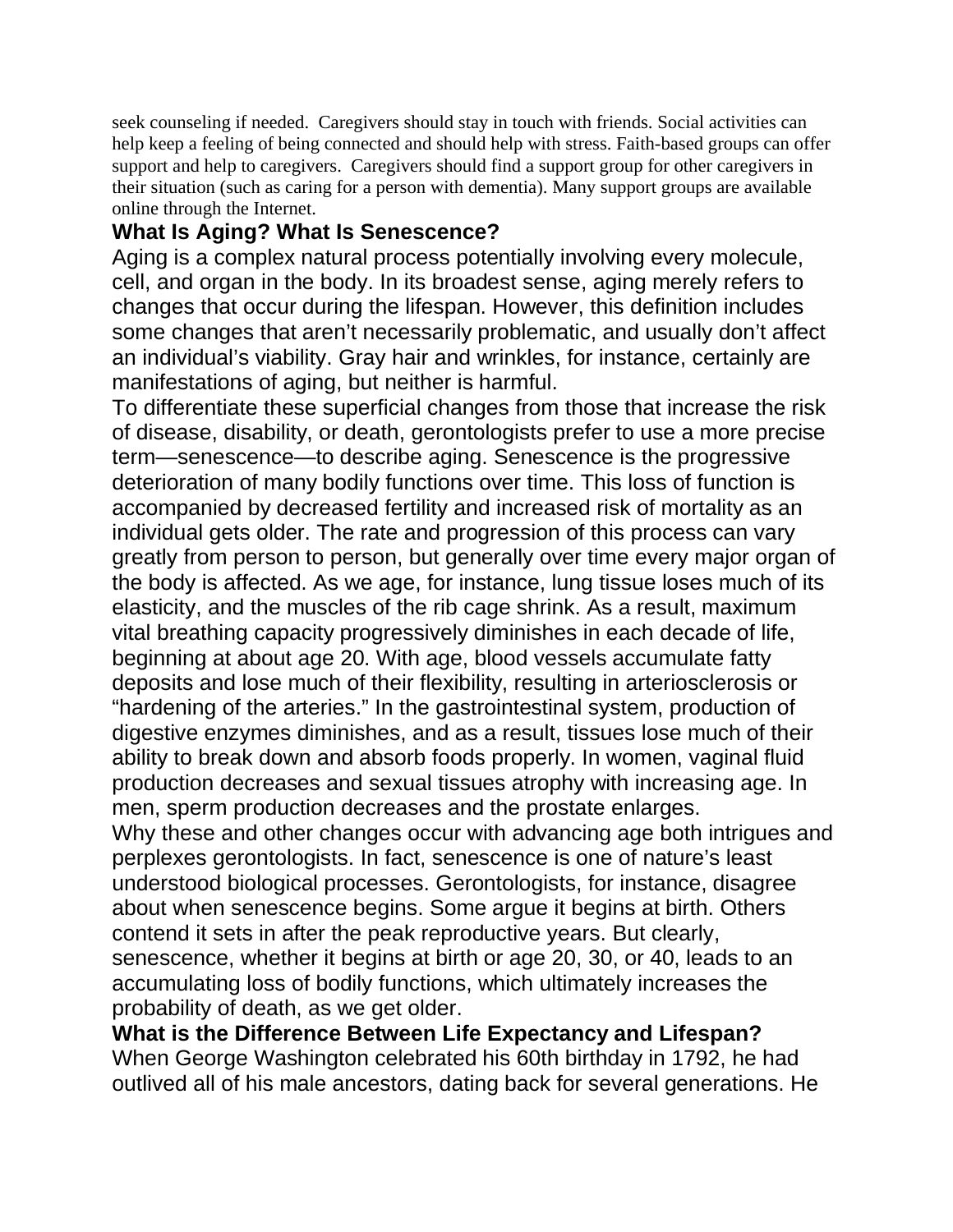seek counseling if needed. Caregivers should stay in touch with friends. Social activities can help keep a feeling of being connected and should help with stress. Faith-based groups can offer support and help to caregivers. Caregivers should find a support group for other caregivers in their situation (such as caring for a person with dementia). Many support groups are available online through the Internet.

## What Is Aging? What Is Senescence?

Aging is a complex natural process potentially involving every molecule, cell, and organ in the body. In its broadest sense, aging merely refers to changes that occur during the lifespan. However, this definition includes some changes that aren't necessarily problematic, and usually don't affect an individual's viability. Gray hair and wrinkles, for instance, certainly are manifestations of aging, but neither is harmful.

To differentiate these superficial changes from those that increase the risk of disease, disability, or death, gerontologists prefer to use a more precise term—senescence—to describe aging. Senescence is the progressive deterioration of many bodily functions over time. This loss of function is accompanied by decreased fertility and increased risk of mortality as an individual gets older. The rate and progression of this process can vary greatly from person to person, but generally over time every major organ of the body is affected. As we age, for instance, lung tissue loses much of its elasticity, and the muscles of the rib cage shrink. As a result, maximum vital breathing capacity progressively diminishes in each decade of life, beginning at about age 20. With age, blood vessels accumulate fatty deposits and lose much of their flexibility, resulting in arteriosclerosis or "hardening of the arteries." In the gastrointestinal system, production of digestive enzymes diminishes, and as a result, tissues lose much of their ability to break down and absorb foods properly. In women, vaginal fluid production decreases and sexual tissues atrophy with increasing age. In men, sperm production decreases and the prostate enlarges.

Why these and other changes occur with advancing age both intrigues and perplexes gerontologists. In fact, senescence is one of nature's least understood biological processes. Gerontologists, for instance, disagree about when senescence begins. Some argue it begins at birth. Others contend it sets in after the peak reproductive years. But clearly, senescence, whether it begins at birth or age 20, 30, or 40, leads to an accumulating loss of bodily functions, which ultimately increases the probability of death, as we get older.

## What is the Difference Between Life Expectancy and Lifespan?

When George Washington celebrated his 60th birthday in 1792, he had outlived all of his male ancestors, dating back for several generations. He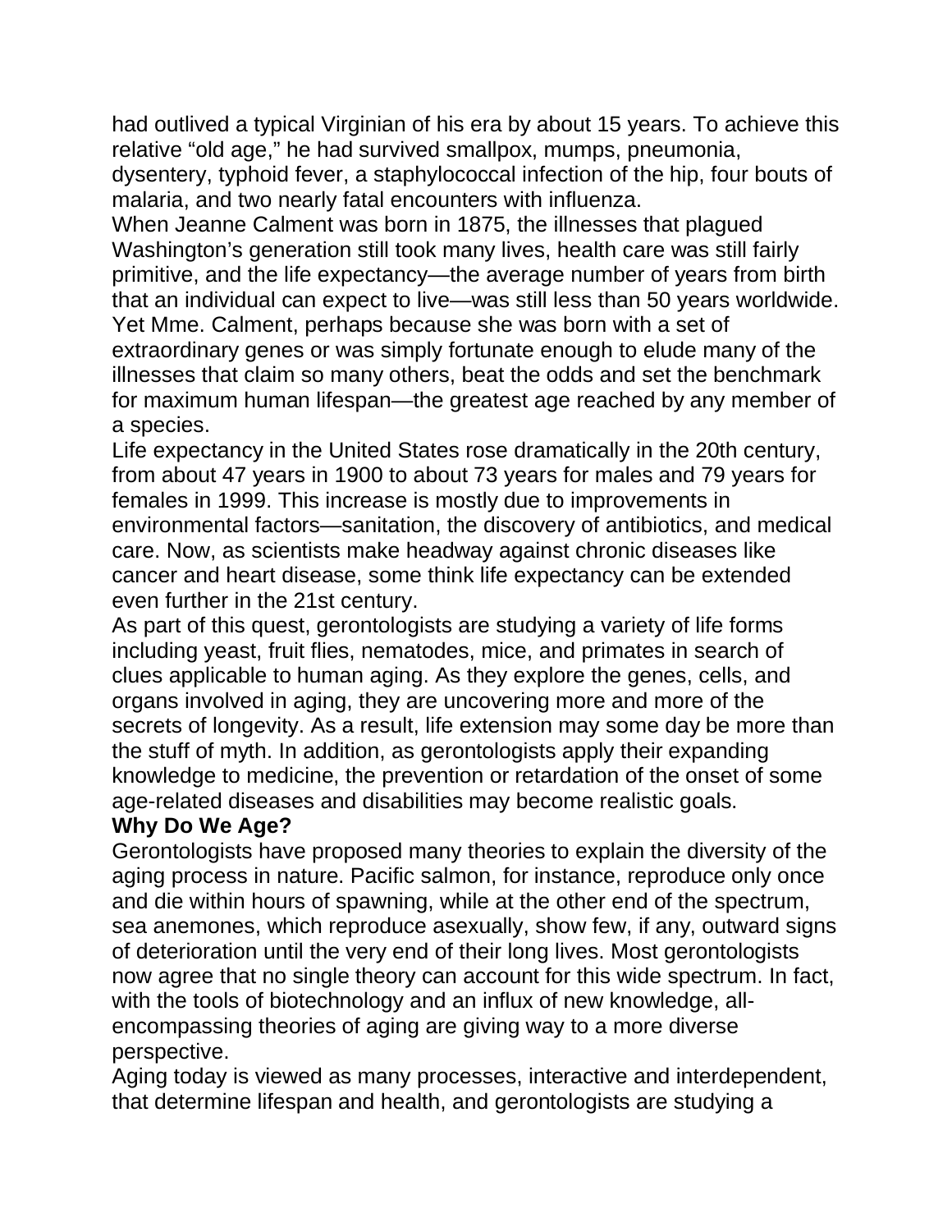had outlived a typical Virginian of his era by about 15 years. To achieve this relative "old age," he had survived smallpox, mumps, pneumonia, dysentery, typhoid fever, a staphylococcal infection of the hip, four bouts of malaria, and two nearly fatal encounters with influenza.

When Jeanne Calment was born in 1875, the illnesses that plagued Washington's generation still took many lives, health care was still fairly primitive, and the life expectancy—the average number of years from birth that an individual can expect to live—was still less than 50 years worldwide. Yet Mme. Calment, perhaps because she was born with a set of extraordinary genes or was simply fortunate enough to elude many of the illnesses that claim so many others, beat the odds and set the benchmark for maximum human lifespan—the greatest age reached by any member of a species.

Life expectancy in the United States rose dramatically in the 20th century, from about 47 years in 1900 to about 73 years for males and 79 years for females in 1999. This increase is mostly due to improvements in environmental factors—sanitation, the discovery of antibiotics, and medical care. Now, as scientists make headway against chronic diseases like cancer and heart disease, some think life expectancy can be extended even further in the 21st century.

As part of this quest, gerontologists are studying a variety of life forms including yeast, fruit flies, nematodes, mice, and primates in search of clues applicable to human aging. As they explore the genes, cells, and organs involved in aging, they are uncovering more and more of the secrets of longevity. As a result, life extension may some day be more than the stuff of myth. In addition, as gerontologists apply their expanding knowledge to medicine, the prevention or retardation of the onset of some age-related diseases and disabilities may become realistic goals.

**Why Do We Age?**

Gerontologists have proposed many theories to explain the diversity of the aging process in nature. Pacific salmon, for instance, reproduce only once and die within hours of spawning, while at the other end of the spectrum, sea anemones, which reproduce asexually, show few, if any, outward signs of deterioration until the very end of their long lives. Most gerontologists now agree that no single theory can account for this wide spectrum. In fact, with the tools of biotechnology and an influx of new knowledge, all-encompassing theories of aging are giving way to a more diverse perspective.

Aging today is viewed as many processes, interactive and interdependent, that determine lifespan and health, and gerontologists are studying a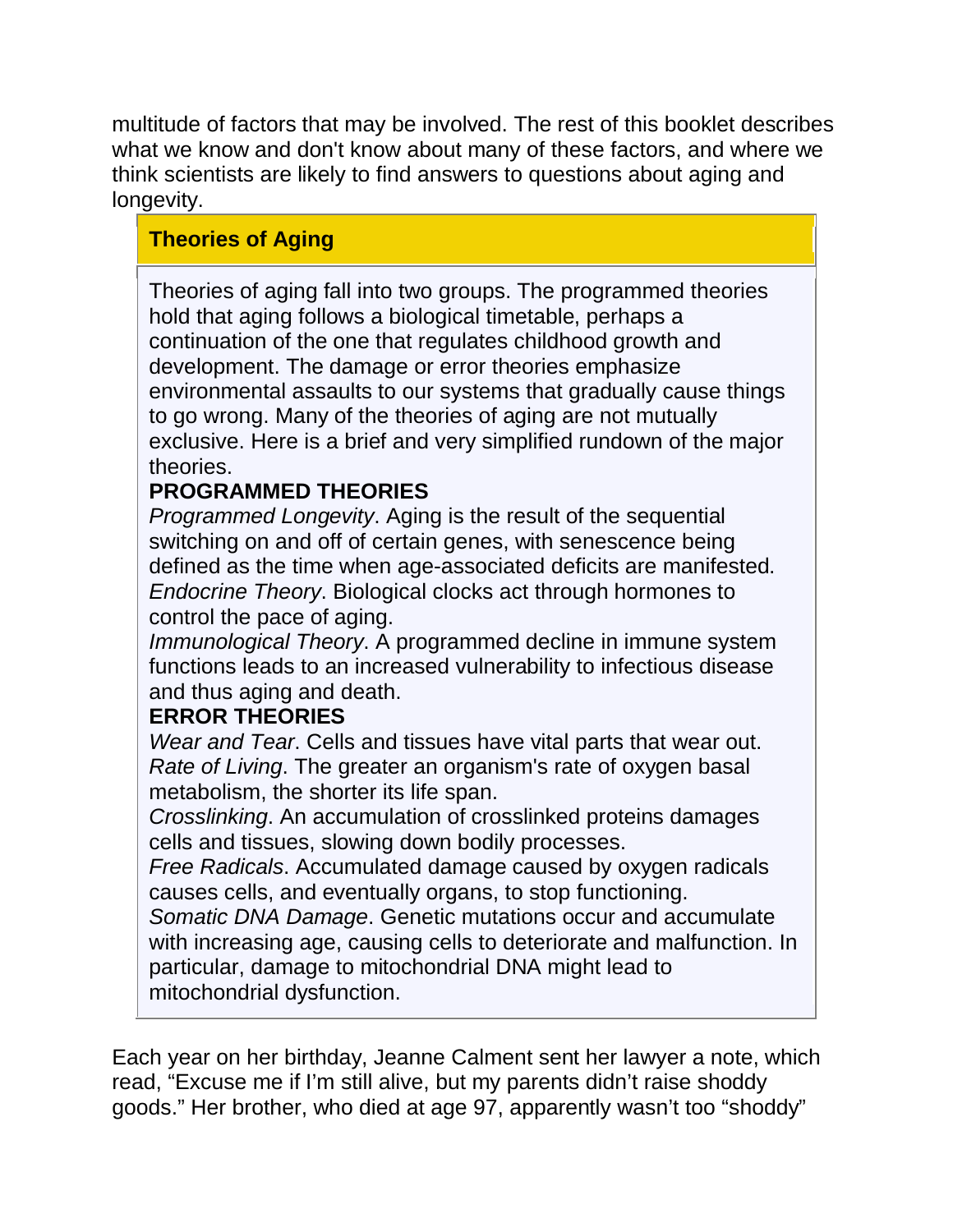multitude of factors that may be involved. The rest of this booklet describes what we know and don't know about many of these factors, and where we think scientists are likely to find answers to questions about aging and longevity.

### Theories of Aging

Theories of aging fall into two groups. The programmed theories hold that aging follows a biological timetable, perhaps a continuation of the one that regulates childhood growth and development. The damage or error theories emphasize environmental assaults to our systems that gradually cause things to go wrong. Many of the theories of aging are not mutually exclusive. Here is a brief and very simplified rundown of the major theories.

**PROGRAMMED THEORIES**

*Programmed Longevity*. Aging is the result of the sequential switching on and off of certain genes, with senescence being defined as the time when age-associated deficits are manifested.

*Endocrine Theory*. Biological clocks act through hormones to control the pace of aging.

*Immunological Theory*. A programmed decline in immune system functions leads to an increased vulnerability to infectious disease and thus aging and death.

**ERROR THEORIES**

*Wear and Tear*. Cells and tissues have vital parts that wear out.

*Rate of Living*. The greater an organism's rate of oxygen basal metabolism, the shorter its life span.

*Crosslinking*. An accumulation of crosslinked proteins damages cells and tissues, slowing down bodily processes.

*Free Radicals*. Accumulated damage caused by oxygen radicals causes cells, and eventually organs, to stop functioning.

*Somatic DNA Damage*. Genetic mutations occur and accumulate with increasing age, causing cells to deteriorate and malfunction. In particular, damage to mitochondrial DNA might lead to mitochondrial dysfunction.

Each year on her birthday, Jeanne Calment sent her lawyer a note, which read, “Excuse me if I’m still alive, but my parents didn’t raise shoddy goods.” Her brother, who died at age 97, apparently wasn’t too “shoddy”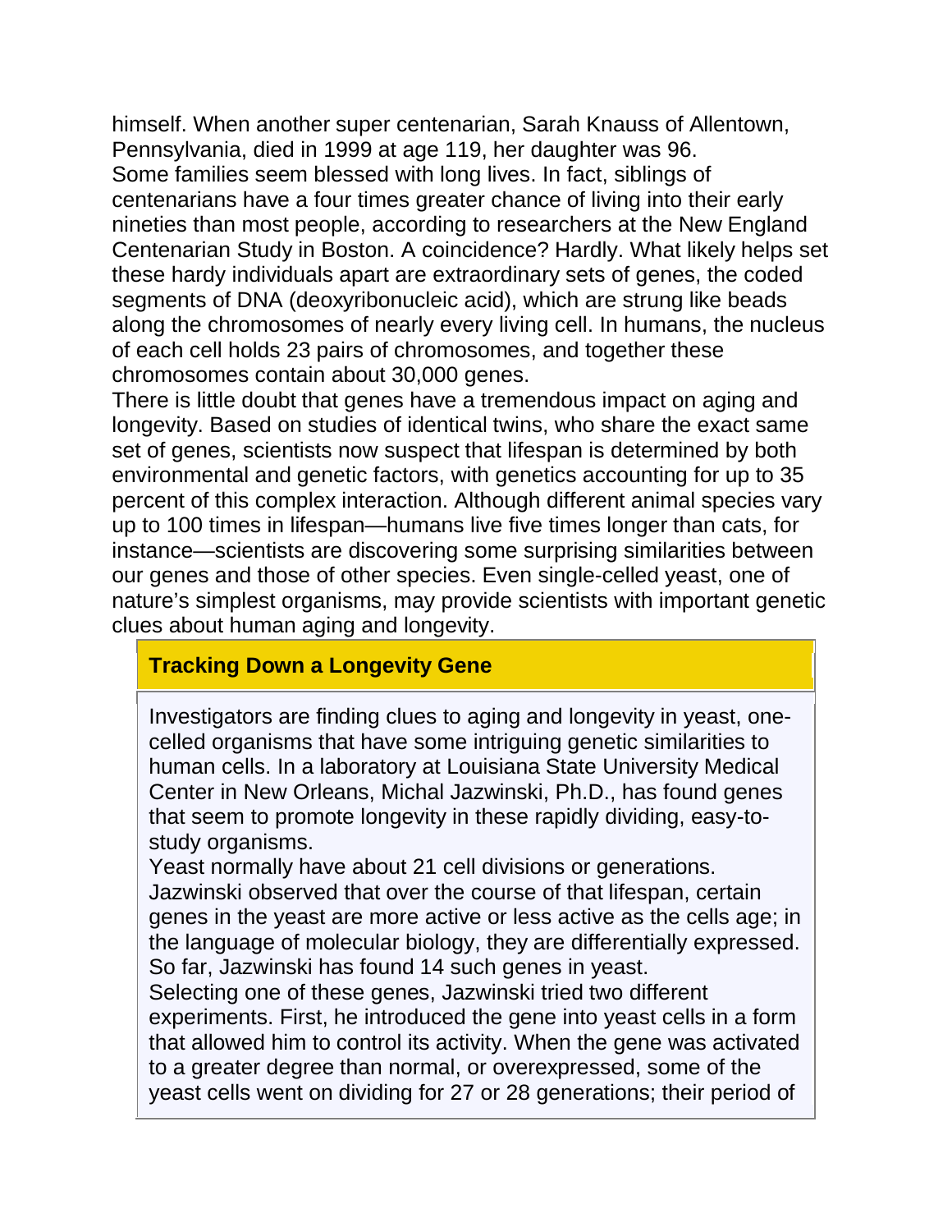himself. When another super centenarian, Sarah Knauss of Allentown, Pennsylvania, died in 1999 at age 119, her daughter was 96.

Some families seem blessed with long lives. In fact, siblings of centenarians have a four times greater chance of living into their early nineties than most people, according to researchers at the New England Centenarian Study in Boston. A coincidence? Hardly. What likely helps set these hardy individuals apart are extraordinary sets of genes, the coded segments of DNA (deoxyribonucleic acid), which are strung like beads along the chromosomes of nearly every living cell. In humans, the nucleus of each cell holds 23 pairs of chromosomes, and together these chromosomes contain about 30,000 genes.

There is little doubt that genes have a tremendous impact on aging and longevity. Based on studies of identical twins, who share the exact same set of genes, scientists now suspect that lifespan is determined by both environmental and genetic factors, with genetics accounting for up to 35 percent of this complex interaction. Although different animal species vary up to 100 times in lifespan—humans live five times longer than cats, for instance—scientists are discovering some surprising similarities between our genes and those of other species. Even single-celled yeast, one of nature's simplest organisms, may provide scientists with important genetic clues about human aging and longevity.

### Tracking Down a Longevity Gene

Investigators are finding clues to aging and longevity in yeast, one-celled organisms that have some intriguing genetic similarities to human cells. In a laboratory at Louisiana State University Medical Center in New Orleans, Michal Jazwinski, Ph.D., has found genes that seem to promote longevity in these rapidly dividing, easy-to-study organisms.

Yeast normally have about 21 cell divisions or generations. Jazwinski observed that over the course of that lifespan, certain genes in the yeast are more active or less active as the cells age; in the language of molecular biology, they are differentially expressed. So far, Jazwinski has found 14 such genes in yeast.

Selecting one of these genes, Jazwinski tried two different experiments. First, he introduced the gene into yeast cells in a form that allowed him to control its activity. When the gene was activated to a greater degree than normal, or overexpressed, some of the yeast cells went on dividing for 27 or 28 generations; their period of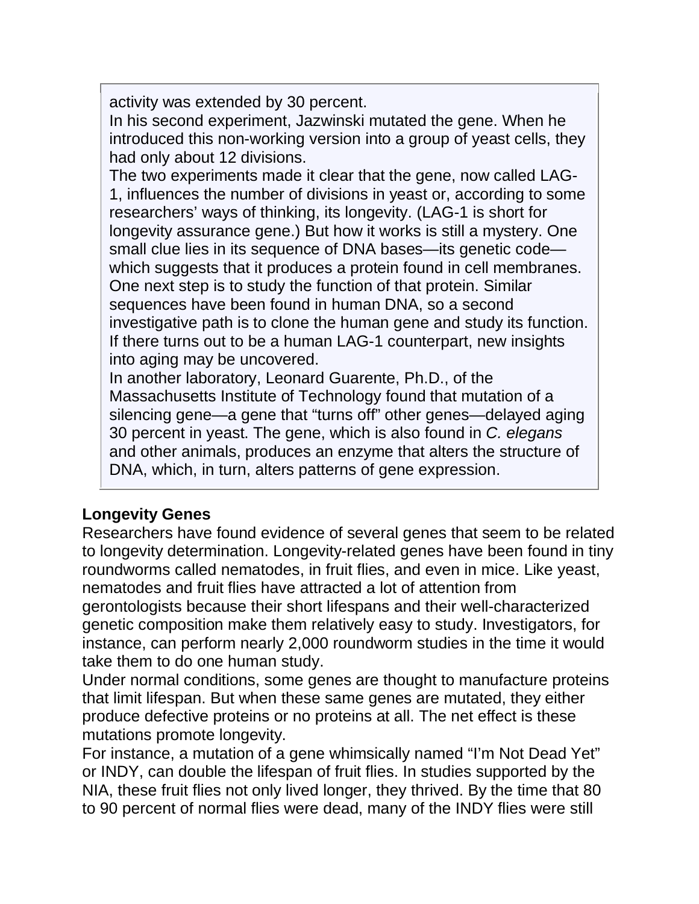activity was extended by 30 percent.

In his second experiment, Jazwinski mutated the gene. When he introduced this non-working version into a group of yeast cells, they had only about 12 divisions.

The two experiments made it clear that the gene, now called LAG-1, influences the number of divisions in yeast or, according to some researchers' ways of thinking, its longevity. (LAG-1 is short for longevity assurance gene.) But how it works is still a mystery. One small clue lies in its sequence of DNA bases—its genetic code—which suggests that it produces a protein found in cell membranes. One next step is to study the function of that protein. Similar sequences have been found in human DNA, so a second investigative path is to clone the human gene and study its function. If there turns out to be a human LAG-1 counterpart, new insights into aging may be uncovered.

In another laboratory, Leonard Guarente, Ph.D., of the Massachusetts Institute of Technology found that mutation of a silencing gene—a gene that "turns off" other genes—delayed aging 30 percent in yeast. The gene, which is also found in *C. elegans* and other animals, produces an enzyme that alters the structure of DNA, which, in turn, alters patterns of gene expression.

**Longevity Genes**

Researchers have found evidence of several genes that seem to be related to longevity determination. Longevity-related genes have been found in tiny roundworms called nematodes, in fruit flies, and even in mice. Like yeast, nematodes and fruit flies have attracted a lot of attention from gerontologists because their short lifespans and their well-characterized genetic composition make them relatively easy to study. Investigators, for instance, can perform nearly 2,000 roundworm studies in the time it would take them to do one human study.

Under normal conditions, some genes are thought to manufacture proteins that limit lifespan. But when these same genes are mutated, they either produce defective proteins or no proteins at all. The net effect is these mutations promote longevity.

For instance, a mutation of a gene whimsically named "I'm Not Dead Yet" or INDY, can double the lifespan of fruit flies. In studies supported by the NIA, these fruit flies not only lived longer, they thrived. By the time that 80 to 90 percent of normal flies were dead, many of the INDY flies were still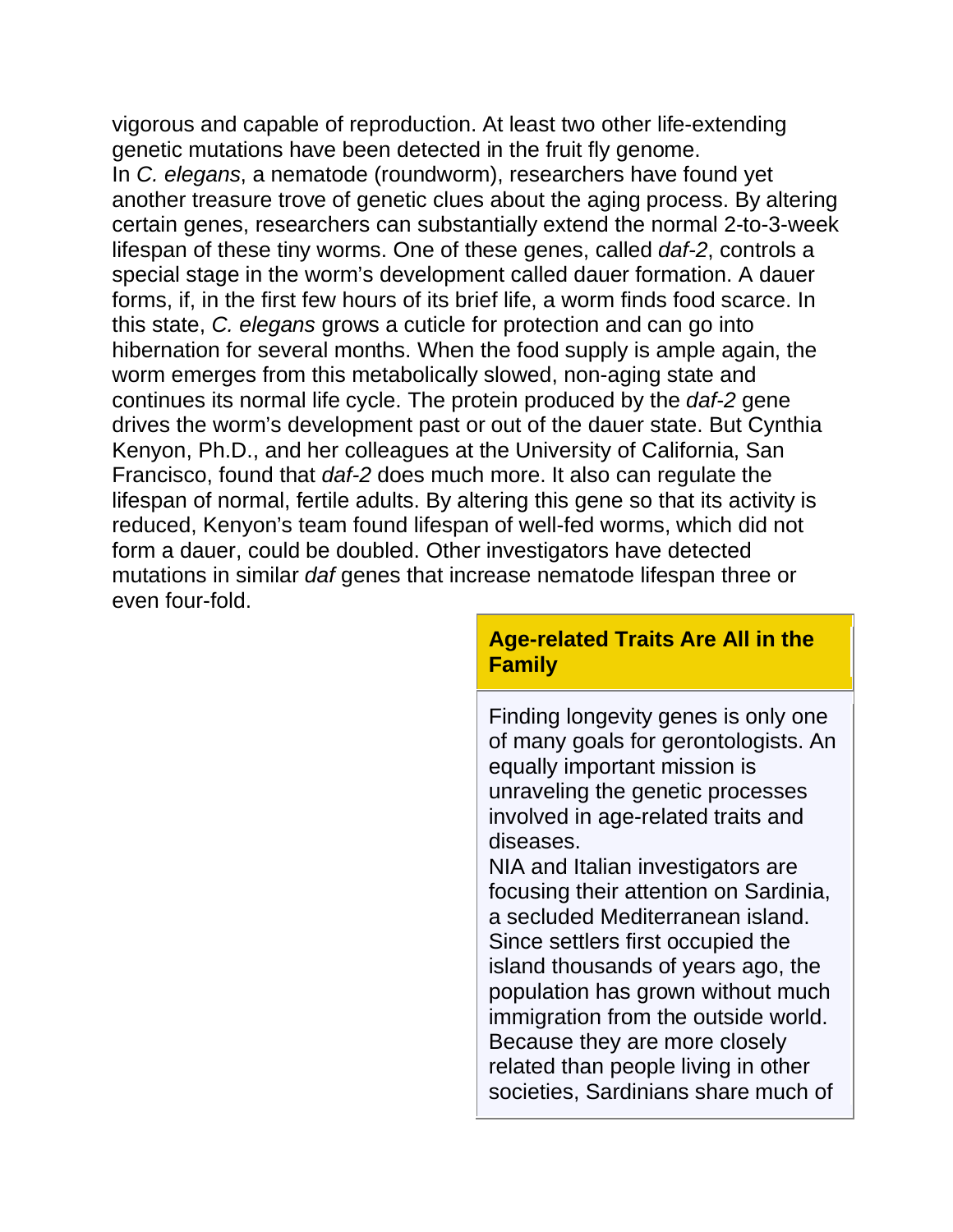vigorous and capable of reproduction. At least two other life-extending genetic mutations have been detected in the fruit fly genome.

In *C. elegans*, a nematode (roundworm), researchers have found yet another treasure trove of genetic clues about the aging process. By altering certain genes, researchers can substantially extend the normal 2-to-3-week lifespan of these tiny worms. One of these genes, called *daf-2*, controls a special stage in the worm's development called dauer formation. A dauer forms, if, in the first few hours of its brief life, a worm finds food scarce. In this state, *C. elegans* grows a cuticle for protection and can go into hibernation for several months. When the food supply is ample again, the worm emerges from this metabolically slowed, non-aging state and continues its normal life cycle. The protein produced by the *daf-2* gene drives the worm's development past or out of the dauer state. But Cynthia Kenyon, Ph.D., and her colleagues at the University of California, San Francisco, found that *daf-2* does much more. It also can regulate the lifespan of normal, fertile adults. By altering this gene so that its activity is reduced, Kenyon's team found lifespan of well-fed worms, which did not form a dauer, could be doubled. Other investigators have detected mutations in similar *daf* genes that increase nematode lifespan three or even four-fold.

**Age-related Traits Are All in the Family**

Finding longevity genes is only one of many goals for gerontologists. An equally important mission is unraveling the genetic processes involved in age-related traits and diseases.

NIA and Italian investigators are focusing their attention on Sardinia, a secluded Mediterranean island. Since settlers first occupied the island thousands of years ago, the population has grown without much immigration from the outside world. Because they are more closely related than people living in other societies, Sardinians share much of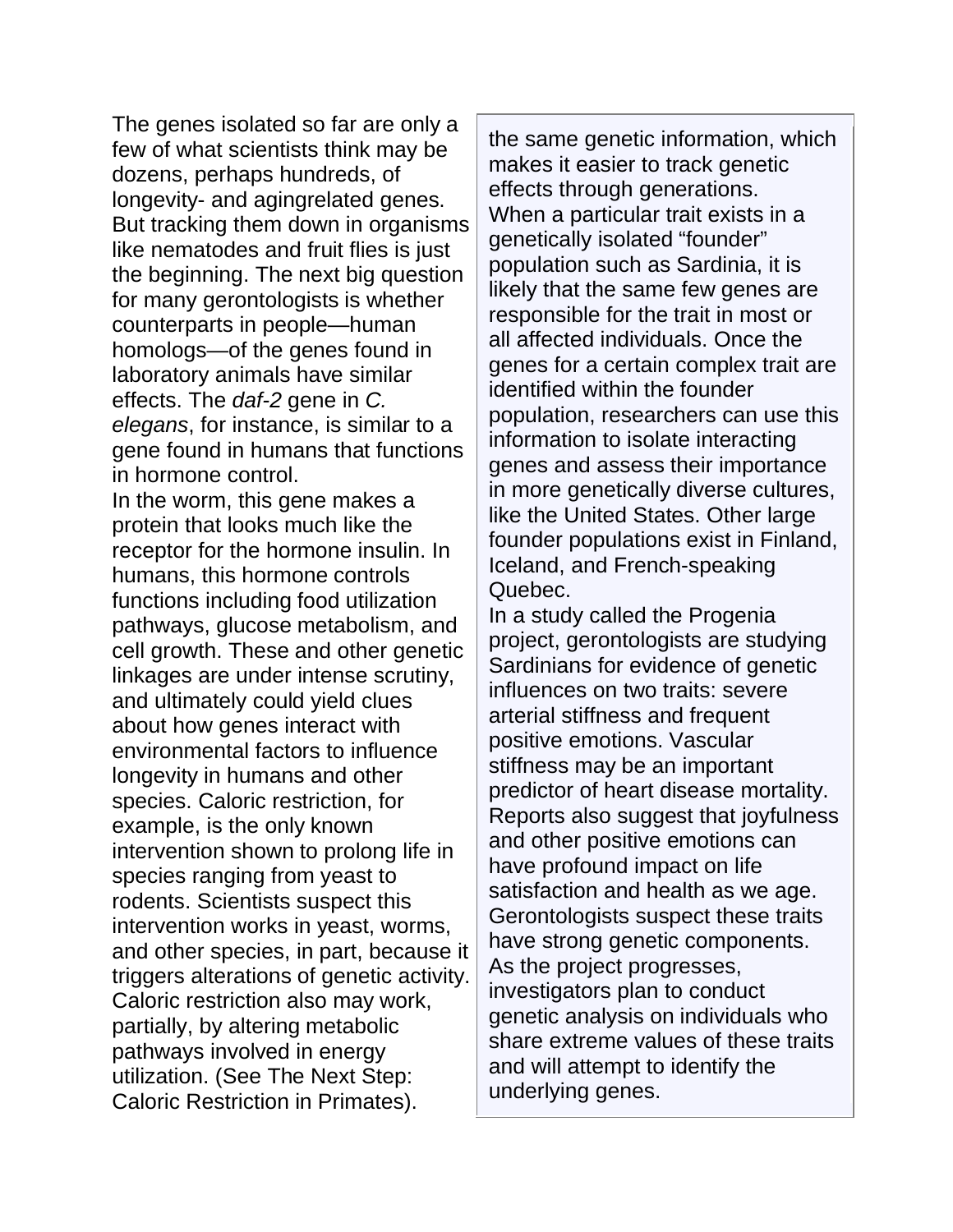The genes isolated so far are only a few of what scientists think may be dozens, perhaps hundreds, of longevity- and agingrelated genes. But tracking them down in organisms like nematodes and fruit flies is just the beginning. The next big question for many gerontologists is whether counterparts in people—human homologs—of the genes found in laboratory animals have similar effects. The *daf-2* gene in *C. elegans*, for instance, is similar to a gene found in humans that functions in hormone control.

In the worm, this gene makes a protein that looks much like the receptor for the hormone insulin. In humans, this hormone controls functions including food utilization pathways, glucose metabolism, and cell growth. These and other genetic linkages are under intense scrutiny, and ultimately could yield clues about how genes interact with environmental factors to influence longevity in humans and other species. Caloric restriction, for example, is the only known intervention shown to prolong life in species ranging from yeast to rodents. Scientists suspect this intervention works in yeast, worms, and other species, in part, because it triggers alterations of genetic activity. Caloric restriction also may work, partially, by altering metabolic pathways involved in energy utilization. (See The Next Step: Caloric Restriction in Primates).

the same genetic information, which makes it easier to track genetic effects through generations.

When a particular trait exists in a genetically isolated "founder" population such as Sardinia, it is likely that the same few genes are responsible for the trait in most or all affected individuals. Once the genes for a certain complex trait are identified within the founder population, researchers can use this information to isolate interacting genes and assess their importance in more genetically diverse cultures, like the United States. Other large founder populations exist in Finland, Iceland, and French-speaking Quebec.

In a study called the Progenia project, gerontologists are studying Sardinians for evidence of genetic influences on two traits: severe arterial stiffness and frequent positive emotions. Vascular stiffness may be an important predictor of heart disease mortality. Reports also suggest that joyfulness and other positive emotions can have profound impact on life satisfaction and health as we age. Gerontologists suspect these traits have strong genetic components. As the project progresses, investigators plan to conduct genetic analysis on individuals who share extreme values of these traits and will attempt to identify the underlying genes.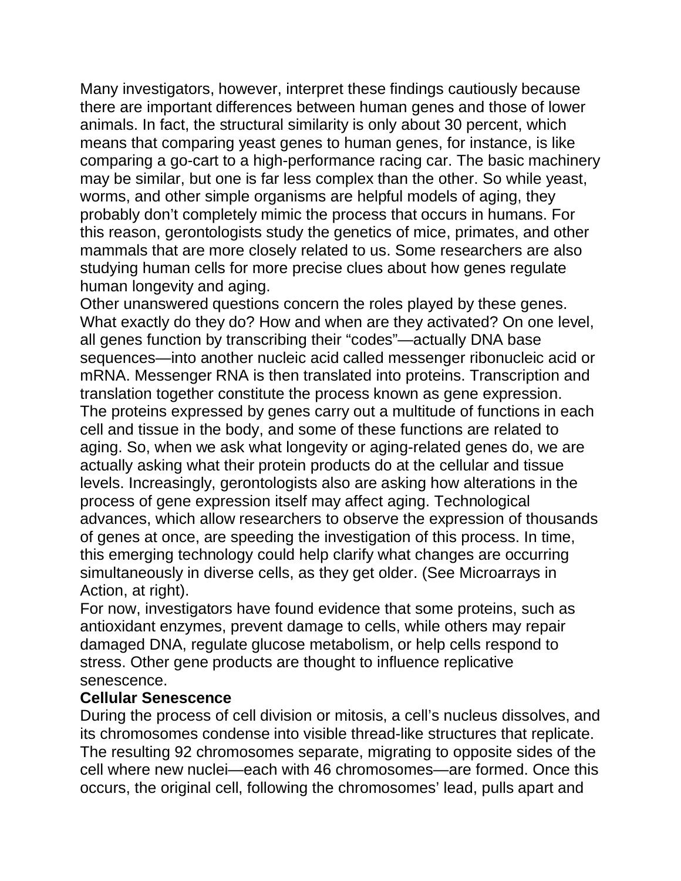Many investigators, however, interpret these findings cautiously because there are important differences between human genes and those of lower animals. In fact, the structural similarity is only about 30 percent, which means that comparing yeast genes to human genes, for instance, is like comparing a go-cart to a high-performance racing car. The basic machinery may be similar, but one is far less complex than the other. So while yeast, worms, and other simple organisms are helpful models of aging, they probably don't completely mimic the process that occurs in humans. For this reason, gerontologists study the genetics of mice, primates, and other mammals that are more closely related to us. Some researchers are also studying human cells for more precise clues about how genes regulate human longevity and aging.

Other unanswered questions concern the roles played by these genes. What exactly do they do? How and when are they activated? On one level, all genes function by transcribing their "codes"—actually DNA base sequences—into another nucleic acid called messenger ribonucleic acid or mRNA. Messenger RNA is then translated into proteins. Transcription and translation together constitute the process known as gene expression. The proteins expressed by genes carry out a multitude of functions in each cell and tissue in the body, and some of these functions are related to aging. So, when we ask what longevity or aging-related genes do, we are actually asking what their protein products do at the cellular and tissue levels. Increasingly, gerontologists also are asking how alterations in the process of gene expression itself may affect aging. Technological advances, which allow researchers to observe the expression of thousands of genes at once, are speeding the investigation of this process. In time, this emerging technology could help clarify what changes are occurring simultaneously in diverse cells, as they get older. (See Microarrays in Action, at right).

For now, investigators have found evidence that some proteins, such as antioxidant enzymes, prevent damage to cells, while others may repair damaged DNA, regulate glucose metabolism, or help cells respond to stress. Other gene products are thought to influence replicative senescence.

**Cellular Senescence**

During the process of cell division or mitosis, a cell's nucleus dissolves, and its chromosomes condense into visible thread-like structures that replicate. The resulting 92 chromosomes separate, migrating to opposite sides of the cell where new nuclei—each with 46 chromosomes—are formed. Once this occurs, the original cell, following the chromosomes' lead, pulls apart and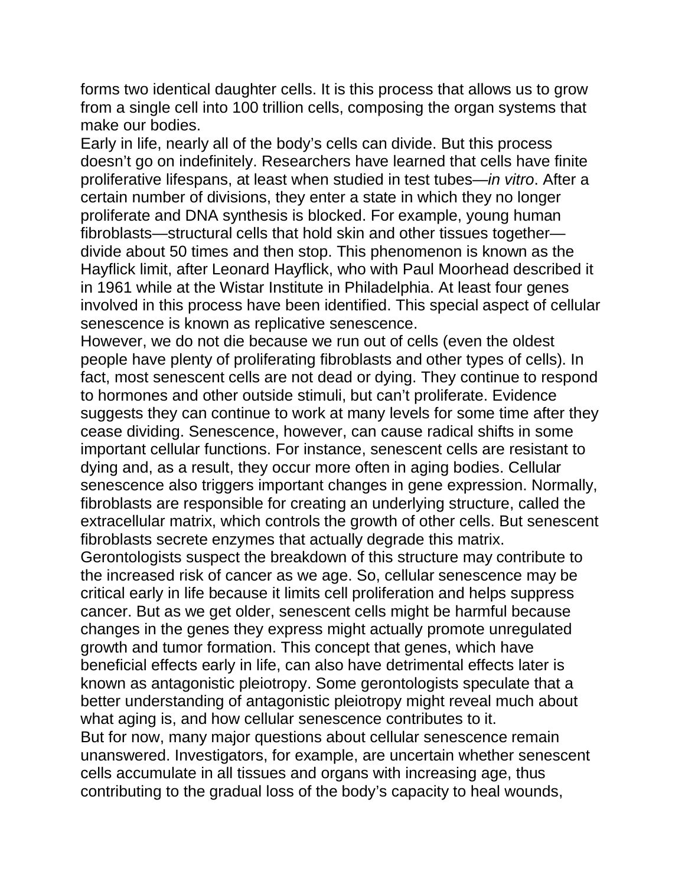forms two identical daughter cells. It is this process that allows us to grow from a single cell into 100 trillion cells, composing the organ systems that make our bodies.

Early in life, nearly all of the body's cells can divide. But this process doesn't go on indefinitely. Researchers have learned that cells have finite proliferative lifespans, at least when studied in test tubes—*in vitro*. After a certain number of divisions, they enter a state in which they no longer proliferate and DNA synthesis is blocked. For example, young human fibroblasts—structural cells that hold skin and other tissues together—divide about 50 times and then stop. This phenomenon is known as the Hayflick limit, after Leonard Hayflick, who with Paul Moorhead described it in 1961 while at the Wistar Institute in Philadelphia. At least four genes involved in this process have been identified. This special aspect of cellular senescence is known as replicative senescence.

However, we do not die because we run out of cells (even the oldest people have plenty of proliferating fibroblasts and other types of cells). In fact, most senescent cells are not dead or dying. They continue to respond to hormones and other outside stimuli, but can't proliferate. Evidence suggests they can continue to work at many levels for some time after they cease dividing. Senescence, however, can cause radical shifts in some important cellular functions. For instance, senescent cells are resistant to dying and, as a result, they occur more often in aging bodies. Cellular senescence also triggers important changes in gene expression. Normally, fibroblasts are responsible for creating an underlying structure, called the extracellular matrix, which controls the growth of other cells. But senescent fibroblasts secrete enzymes that actually degrade this matrix. Gerontologists suspect the breakdown of this structure may contribute to the increased risk of cancer as we age. So, cellular senescence may be critical early in life because it limits cell proliferation and helps suppress cancer. But as we get older, senescent cells might be harmful because changes in the genes they express might actually promote unregulated growth and tumor formation. This concept that genes, which have beneficial effects early in life, can also have detrimental effects later is known as antagonistic pleiotropy. Some gerontologists speculate that a better understanding of antagonistic pleiotropy might reveal much about what aging is, and how cellular senescence contributes to it.

But for now, many major questions about cellular senescence remain unanswered. Investigators, for example, are uncertain whether senescent cells accumulate in all tissues and organs with increasing age, thus contributing to the gradual loss of the body's capacity to heal wounds,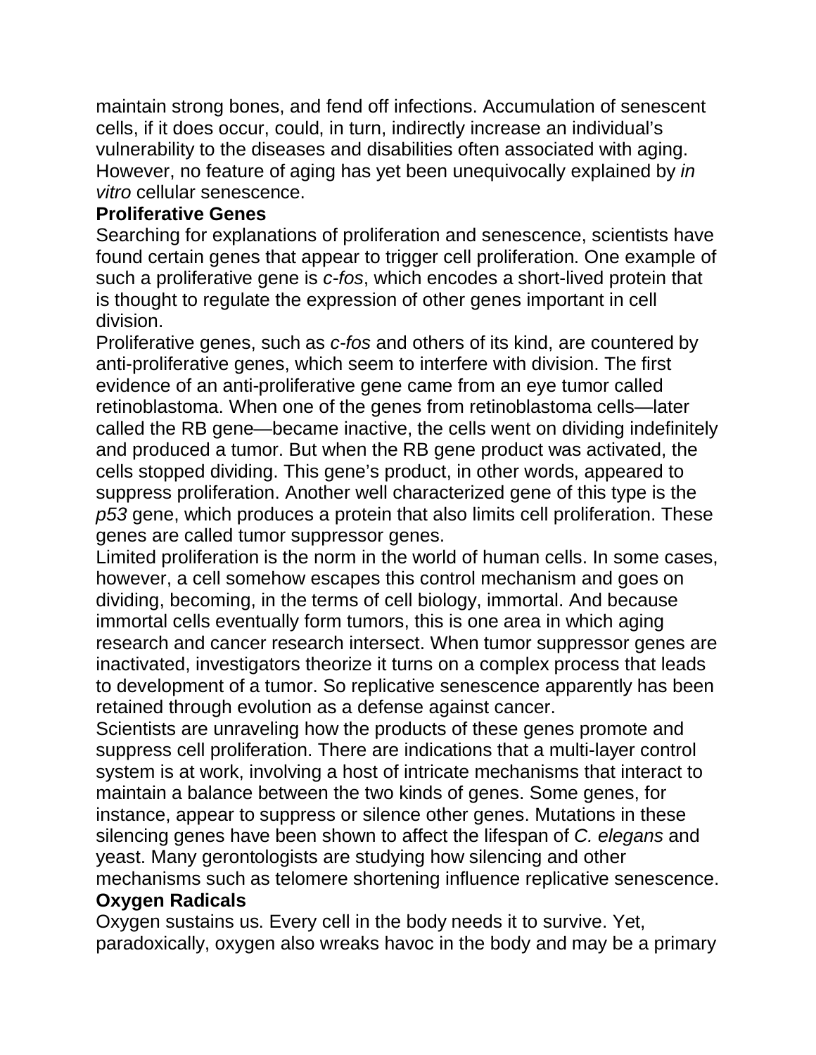maintain strong bones, and fend off infections. Accumulation of senescent cells, if it does occur, could, in turn, indirectly increase an individual's vulnerability to the diseases and disabilities often associated with aging. However, no feature of aging has yet been unequivocally explained by *in vitro* cellular senescence.

**Proliferative Genes**

Searching for explanations of proliferation and senescence, scientists have found certain genes that appear to trigger cell proliferation. One example of such a proliferative gene is *c-fos*, which encodes a short-lived protein that is thought to regulate the expression of other genes important in cell division.

Proliferative genes, such as *c-fos* and others of its kind, are countered by anti-proliferative genes, which seem to interfere with division. The first evidence of an anti-proliferative gene came from an eye tumor called retinoblastoma. When one of the genes from retinoblastoma cells—later called the RB gene—became inactive, the cells went on dividing indefinitely and produced a tumor. But when the RB gene product was activated, the cells stopped dividing. This gene's product, in other words, appeared to suppress proliferation. Another well characterized gene of this type is the *p53* gene, which produces a protein that also limits cell proliferation. These genes are called tumor suppressor genes.

Limited proliferation is the norm in the world of human cells. In some cases, however, a cell somehow escapes this control mechanism and goes on dividing, becoming, in the terms of cell biology, immortal. And because immortal cells eventually form tumors, this is one area in which aging research and cancer research intersect. When tumor suppressor genes are inactivated, investigators theorize it turns on a complex process that leads to development of a tumor. So replicative senescence apparently has been retained through evolution as a defense against cancer.

Scientists are unraveling how the products of these genes promote and suppress cell proliferation. There are indications that a multi-layer control system is at work, involving a host of intricate mechanisms that interact to maintain a balance between the two kinds of genes. Some genes, for instance, appear to suppress or silence other genes. Mutations in these silencing genes have been shown to affect the lifespan of *C. elegans* and yeast. Many gerontologists are studying how silencing and other mechanisms such as telomere shortening influence replicative senescence.

**Oxygen Radicals**

Oxygen sustains us. Every cell in the body needs it to survive. Yet, paradoxically, oxygen also wreaks havoc in the body and may be a primary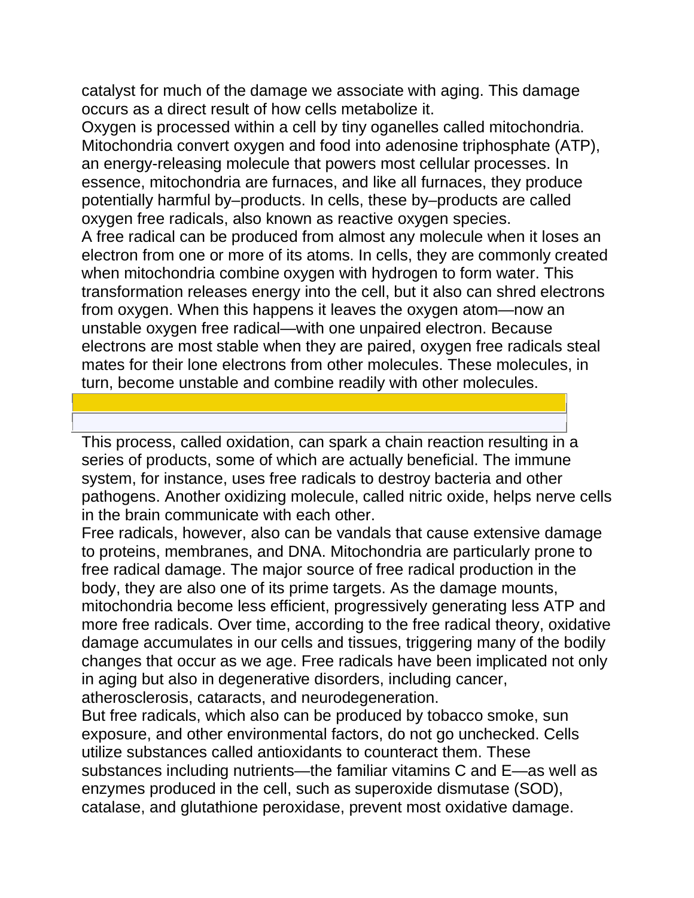catalyst for much of the damage we associate with aging. This damage occurs as a direct result of how cells metabolize it.

Oxygen is processed within a cell by tiny oganelles called mitochondria. Mitochondria convert oxygen and food into adenosine triphosphate (ATP), an energy-releasing molecule that powers most cellular processes. In essence, mitochondria are furnaces, and like all furnaces, they produce potentially harmful by–products. In cells, these by–products are called oxygen free radicals, also known as reactive oxygen species.

A free radical can be produced from almost any molecule when it loses an electron from one or more of its atoms. In cells, they are commonly created when mitochondria combine oxygen with hydrogen to form water. This transformation releases energy into the cell, but it also can shred electrons from oxygen. When this happens it leaves the oxygen atom—now an unstable oxygen free radical—with one unpaired electron. Because electrons are most stable when they are paired, oxygen free radicals steal mates for their lone electrons from other molecules. These molecules, in turn, become unstable and combine readily with other molecules.

This process, called oxidation, can spark a chain reaction resulting in a series of products, some of which are actually beneficial. The immune system, for instance, uses free radicals to destroy bacteria and other pathogens. Another oxidizing molecule, called nitric oxide, helps nerve cells in the brain communicate with each other.

Free radicals, however, also can be vandals that cause extensive damage to proteins, membranes, and DNA. Mitochondria are particularly prone to free radical damage. The major source of free radical production in the body, they are also one of its prime targets. As the damage mounts, mitochondria become less efficient, progressively generating less ATP and more free radicals. Over time, according to the free radical theory, oxidative damage accumulates in our cells and tissues, triggering many of the bodily changes that occur as we age. Free radicals have been implicated not only in aging but also in degenerative disorders, including cancer, atherosclerosis, cataracts, and neurodegeneration.

But free radicals, which also can be produced by tobacco smoke, sun exposure, and other environmental factors, do not go unchecked. Cells utilize substances called antioxidants to counteract them. These substances including nutrients—the familiar vitamins C and E—as well as enzymes produced in the cell, such as superoxide dismutase (SOD), catalase, and glutathione peroxidase, prevent most oxidative damage.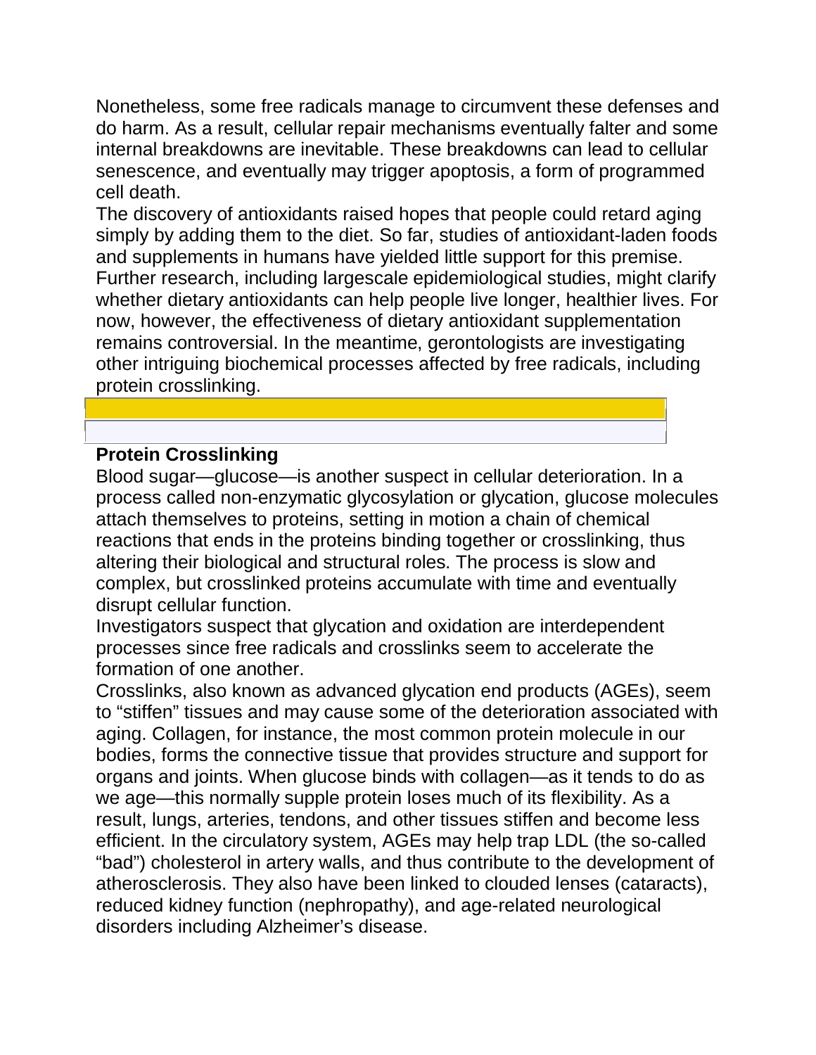Nonetheless, some free radicals manage to circumvent these defenses and do harm. As a result, cellular repair mechanisms eventually falter and some internal breakdowns are inevitable. These breakdowns can lead to cellular senescence, and eventually may trigger apoptosis, a form of programmed cell death.

The discovery of antioxidants raised hopes that people could retard aging simply by adding them to the diet. So far, studies of antioxidant-laden foods and supplements in humans have yielded little support for this premise. Further research, including largescale epidemiological studies, might clarify whether dietary antioxidants can help people live longer, healthier lives. For now, however, the effectiveness of dietary antioxidant supplementation remains controversial. In the meantime, gerontologists are investigating other intriguing biochemical processes affected by free radicals, including protein crosslinking.

**Protein Crosslinking**

Blood sugar—glucose—is another suspect in cellular deterioration. In a process called non-enzymatic glycosylation or glycation, glucose molecules attach themselves to proteins, setting in motion a chain of chemical reactions that ends in the proteins binding together or crosslinking, thus altering their biological and structural roles. The process is slow and complex, but crosslinked proteins accumulate with time and eventually disrupt cellular function.

Investigators suspect that glycation and oxidation are interdependent processes since free radicals and crosslinks seem to accelerate the formation of one another.

Crosslinks, also known as advanced glycation end products (AGEs), seem to "stiffen" tissues and may cause some of the deterioration associated with aging. Collagen, for instance, the most common protein molecule in our bodies, forms the connective tissue that provides structure and support for organs and joints. When glucose binds with collagen—as it tends to do as we age—this normally supple protein loses much of its flexibility. As a result, lungs, arteries, tendons, and other tissues stiffen and become less efficient. In the circulatory system, AGEs may help trap LDL (the so-called "bad") cholesterol in artery walls, and thus contribute to the development of atherosclerosis. They also have been linked to clouded lenses (cataracts), reduced kidney function (nephropathy), and age-related neurological disorders including Alzheimer's disease.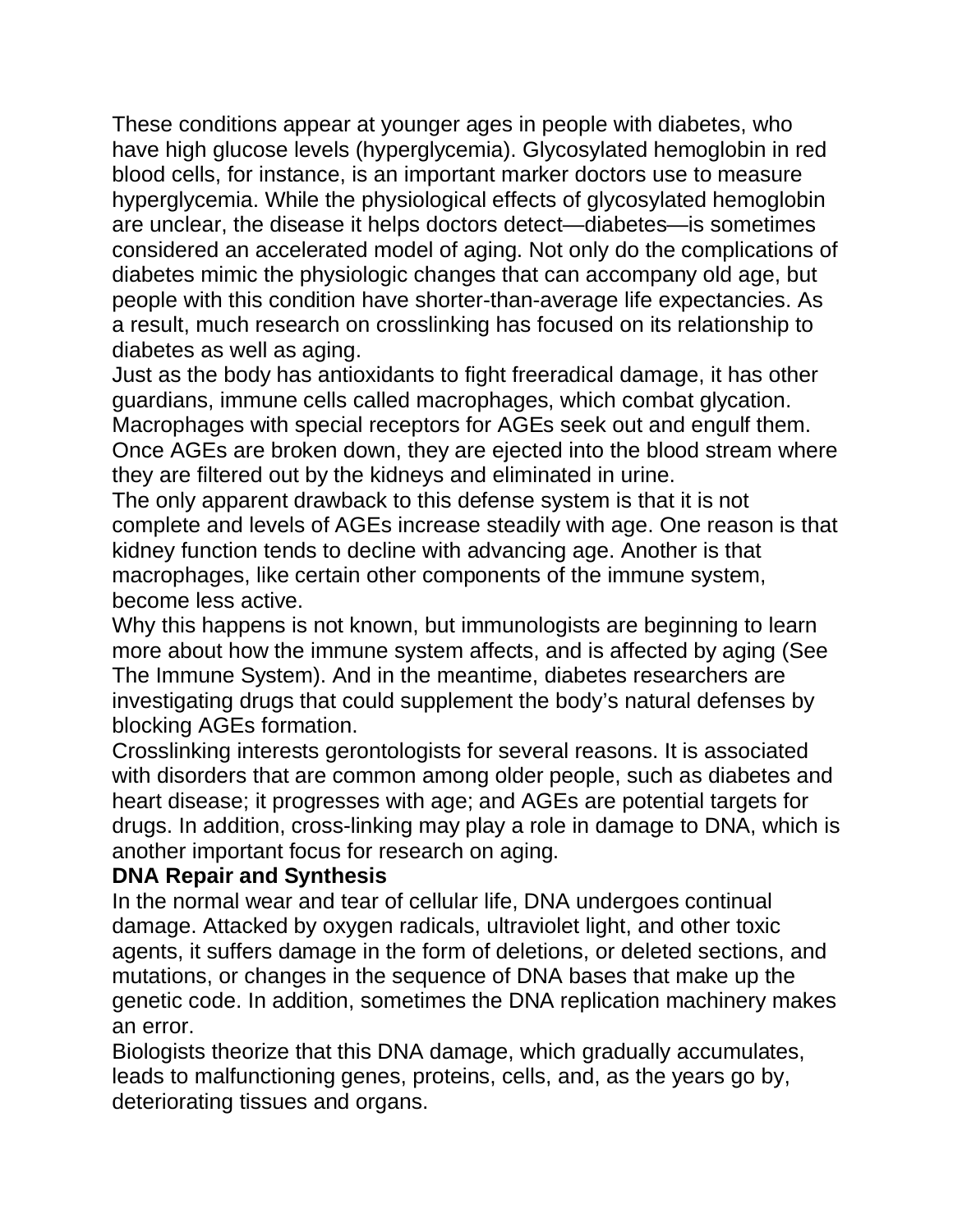These conditions appear at younger ages in people with diabetes, who have high glucose levels (hyperglycemia). Glycosylated hemoglobin in red blood cells, for instance, is an important marker doctors use to measure hyperglycemia. While the physiological effects of glycosylated hemoglobin are unclear, the disease it helps doctors detect—diabetes—is sometimes considered an accelerated model of aging. Not only do the complications of diabetes mimic the physiologic changes that can accompany old age, but people with this condition have shorter-than-average life expectancies. As a result, much research on crosslinking has focused on its relationship to diabetes as well as aging.

Just as the body has antioxidants to fight freeradical damage, it has other guardians, immune cells called macrophages, which combat glycation. Macrophages with special receptors for AGEs seek out and engulf them. Once AGEs are broken down, they are ejected into the blood stream where they are filtered out by the kidneys and eliminated in urine.

The only apparent drawback to this defense system is that it is not complete and levels of AGEs increase steadily with age. One reason is that kidney function tends to decline with advancing age. Another is that macrophages, like certain other components of the immune system, become less active.

Why this happens is not known, but immunologists are beginning to learn more about how the immune system affects, and is affected by aging (See The Immune System). And in the meantime, diabetes researchers are investigating drugs that could supplement the body's natural defenses by blocking AGEs formation.

Crosslinking interests gerontologists for several reasons. It is associated with disorders that are common among older people, such as diabetes and heart disease; it progresses with age; and AGEs are potential targets for drugs. In addition, cross-linking may play a role in damage to DNA, which is another important focus for research on aging.

**DNA Repair and Synthesis**

In the normal wear and tear of cellular life, DNA undergoes continual damage. Attacked by oxygen radicals, ultraviolet light, and other toxic agents, it suffers damage in the form of deletions, or deleted sections, and mutations, or changes in the sequence of DNA bases that make up the genetic code. In addition, sometimes the DNA replication machinery makes an error.

Biologists theorize that this DNA damage, which gradually accumulates, leads to malfunctioning genes, proteins, cells, and, as the years go by, deteriorating tissues and organs.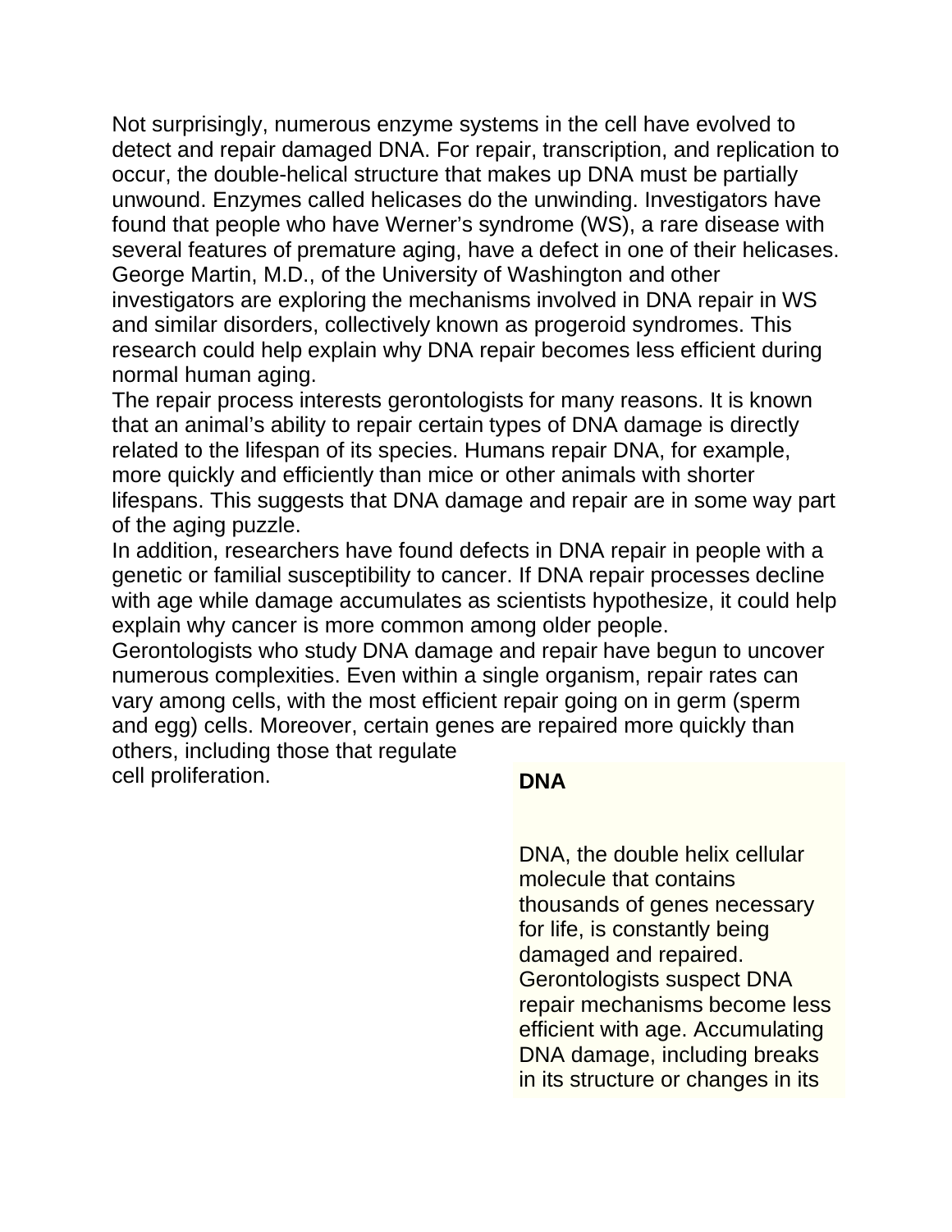Not surprisingly, numerous enzyme systems in the cell have evolved to detect and repair damaged DNA. For repair, transcription, and replication to occur, the double-helical structure that makes up DNA must be partially unwound. Enzymes called helicases do the unwinding. Investigators have found that people who have Werner's syndrome (WS), a rare disease with several features of premature aging, have a defect in one of their helicases. George Martin, M.D., of the University of Washington and other investigators are exploring the mechanisms involved in DNA repair in WS and similar disorders, collectively known as progeroid syndromes. This research could help explain why DNA repair becomes less efficient during normal human aging.

The repair process interests gerontologists for many reasons. It is known that an animal's ability to repair certain types of DNA damage is directly related to the lifespan of its species. Humans repair DNA, for example, more quickly and efficiently than mice or other animals with shorter lifespans. This suggests that DNA damage and repair are in some way part of the aging puzzle.

In addition, researchers have found defects in DNA repair in people with a genetic or familial susceptibility to cancer. If DNA repair processes decline with age while damage accumulates as scientists hypothesize, it could help explain why cancer is more common among older people.

Gerontologists who study DNA damage and repair have begun to uncover numerous complexities. Even within a single organism, repair rates can vary among cells, with the most efficient repair going on in germ (sperm and egg) cells. Moreover, certain genes are repaired more quickly than others, including those that regulate cell proliferation.

**DNA**

DNA, the double helix cellular molecule that contains thousands of genes necessary for life, is constantly being damaged and repaired. Gerontologists suspect DNA repair mechanisms become less efficient with age. Accumulating DNA damage, including breaks in its structure or changes in its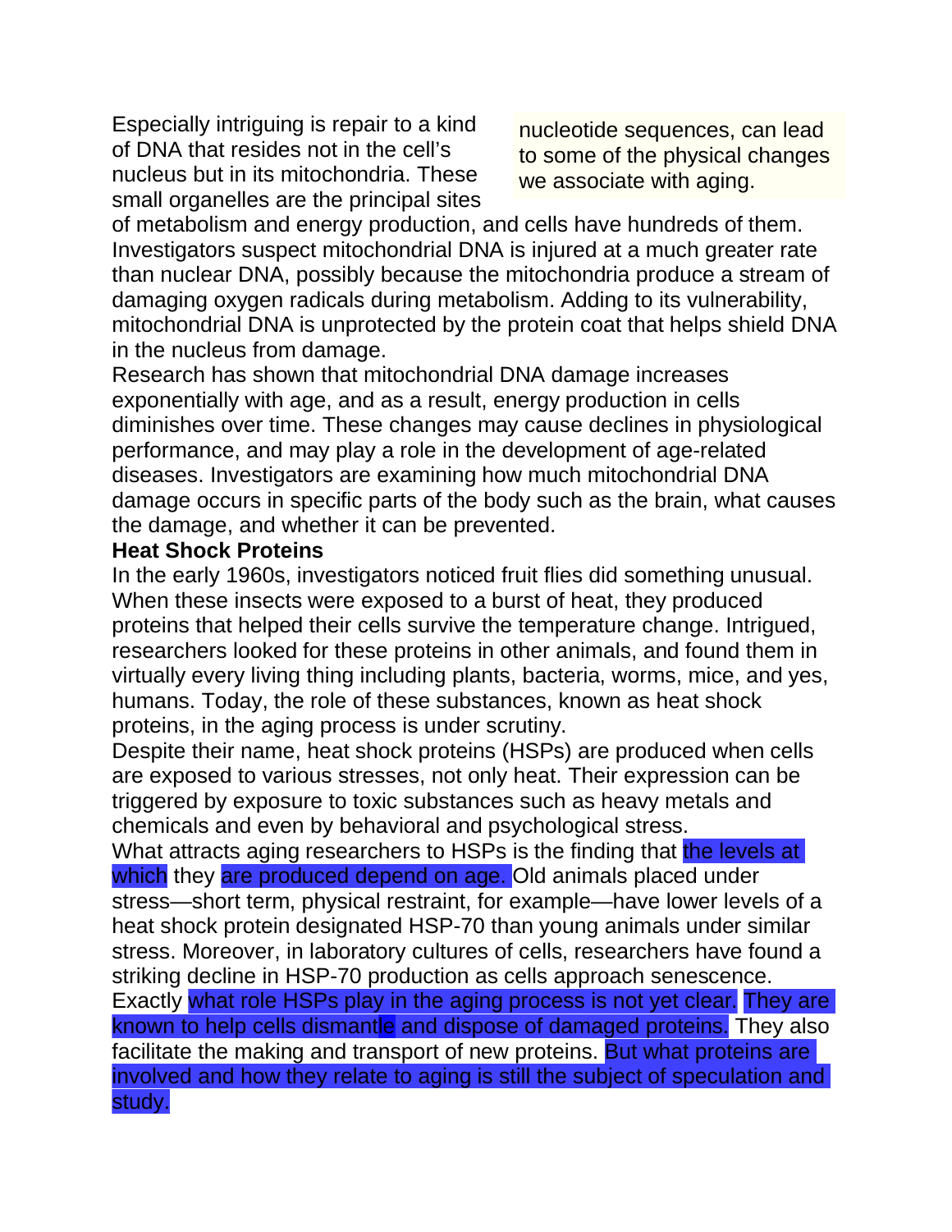Especially intriguing is repair to a kind of DNA that resides not in the cell's nucleus but in its mitochondria. These small organelles are the principal sites of metabolism and energy production, and cells have hundreds of them. Investigators suspect mitochondrial DNA is injured at a much greater rate than nuclear DNA, possibly because the mitochondria produce a stream of damaging oxygen radicals during metabolism. Adding to its vulnerability, mitochondrial DNA is unprotected by the protein coat that helps shield DNA in the nucleus from damage.

nucleotide sequences, can lead to some of the physical changes we associate with aging.

Research has shown that mitochondrial DNA damage increases exponentially with age, and as a result, energy production in cells diminishes over time. These changes may cause declines in physiological performance, and may play a role in the development of age-related diseases. Investigators are examining how much mitochondrial DNA damage occurs in specific parts of the body such as the brain, what causes the damage, and whether it can be prevented.

**Heat Shock Proteins**

In the early 1960s, investigators noticed fruit flies did something unusual. When these insects were exposed to a burst of heat, they produced proteins that helped their cells survive the temperature change. Intrigued, researchers looked for these proteins in other animals, and found them in virtually every living thing including plants, bacteria, worms, mice, and yes, humans. Today, the role of these substances, known as heat shock proteins, in the aging process is under scrutiny.

Despite their name, heat shock proteins (HSPs) are produced when cells are exposed to various stresses, not only heat. Their expression can be triggered by exposure to toxic substances such as heavy metals and chemicals and even by behavioral and psychological stress.

What attracts aging researchers to HSPs is the finding that the levels at which they are produced depend on age. Old animals placed under stress—short term, physical restraint, for example—have lower levels of a heat shock protein designated HSP-70 than young animals under similar stress. Moreover, in laboratory cultures of cells, researchers have found a striking decline in HSP-70 production as cells approach senescence.

Exactly what role HSPs play in the aging process is not yet clear. They are known to help cells dismantle and dispose of damaged proteins. They also facilitate the making and transport of new proteins. But what proteins are involved and how they relate to aging is still the subject of speculation and study.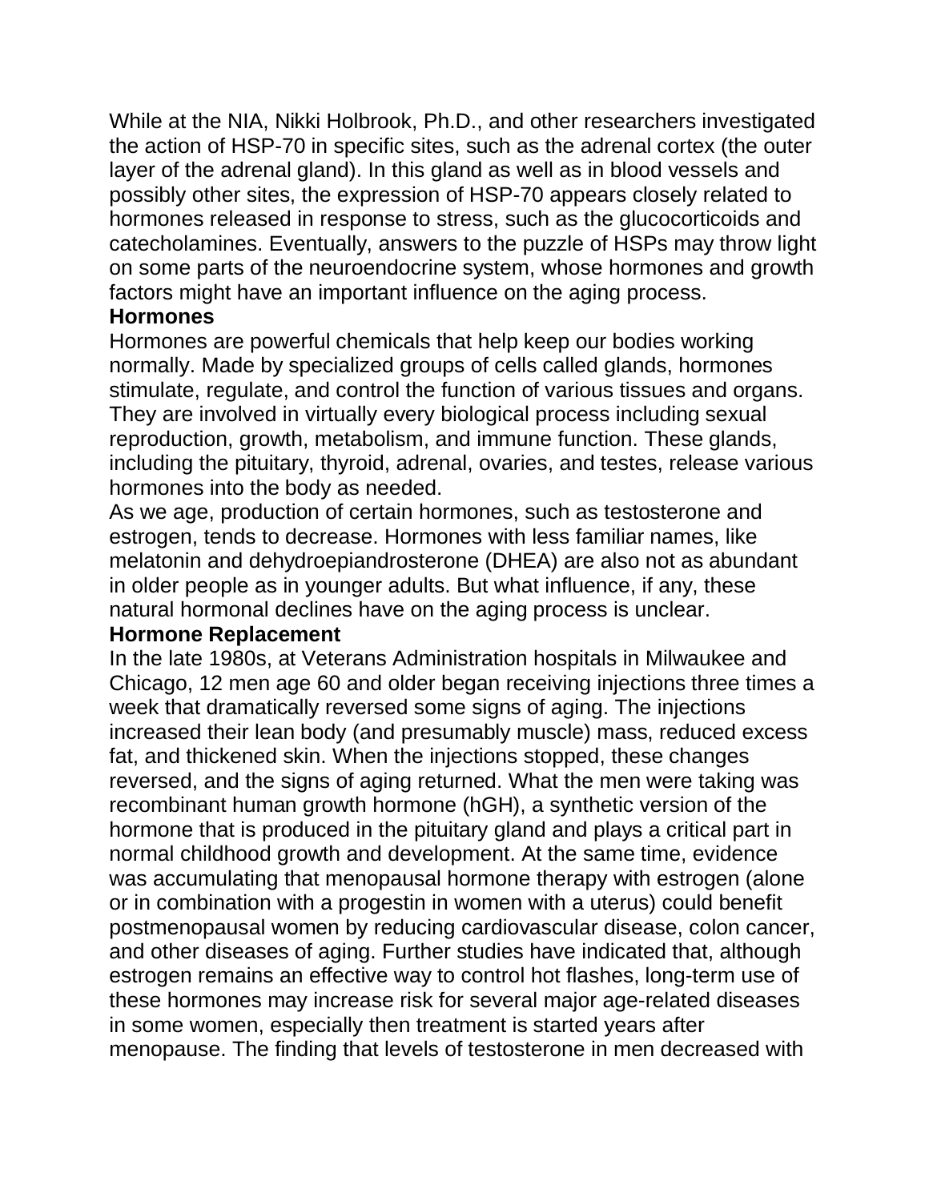While at the NIA, Nikki Holbrook, Ph.D., and other researchers investigated the action of HSP-70 in specific sites, such as the adrenal cortex (the outer layer of the adrenal gland). In this gland as well as in blood vessels and possibly other sites, the expression of HSP-70 appears closely related to hormones released in response to stress, such as the glucocorticoids and catecholamines. Eventually, answers to the puzzle of HSPs may throw light on some parts of the neuroendocrine system, whose hormones and growth factors might have an important influence on the aging process.

## Hormones

Hormones are powerful chemicals that help keep our bodies working normally. Made by specialized groups of cells called glands, hormones stimulate, regulate, and control the function of various tissues and organs. They are involved in virtually every biological process including sexual reproduction, growth, metabolism, and immune function. These glands, including the pituitary, thyroid, adrenal, ovaries, and testes, release various hormones into the body as needed.

As we age, production of certain hormones, such as testosterone and estrogen, tends to decrease. Hormones with less familiar names, like melatonin and dehydroepiandrosterone (DHEA) are also not as abundant in older people as in younger adults. But what influence, if any, these natural hormonal declines have on the aging process is unclear.

## Hormone Replacement

In the late 1980s, at Veterans Administration hospitals in Milwaukee and Chicago, 12 men age 60 and older began receiving injections three times a week that dramatically reversed some signs of aging. The injections increased their lean body (and presumably muscle) mass, reduced excess fat, and thickened skin. When the injections stopped, these changes reversed, and the signs of aging returned. What the men were taking was recombinant human growth hormone (hGH), a synthetic version of the hormone that is produced in the pituitary gland and plays a critical part in normal childhood growth and development. At the same time, evidence was accumulating that menopausal hormone therapy with estrogen (alone or in combination with a progestin in women with a uterus) could benefit postmenopausal women by reducing cardiovascular disease, colon cancer, and other diseases of aging. Further studies have indicated that, although estrogen remains an effective way to control hot flashes, long-term use of these hormones may increase risk for several major age-related diseases in some women, especially then treatment is started years after menopause. The finding that levels of testosterone in men decreased with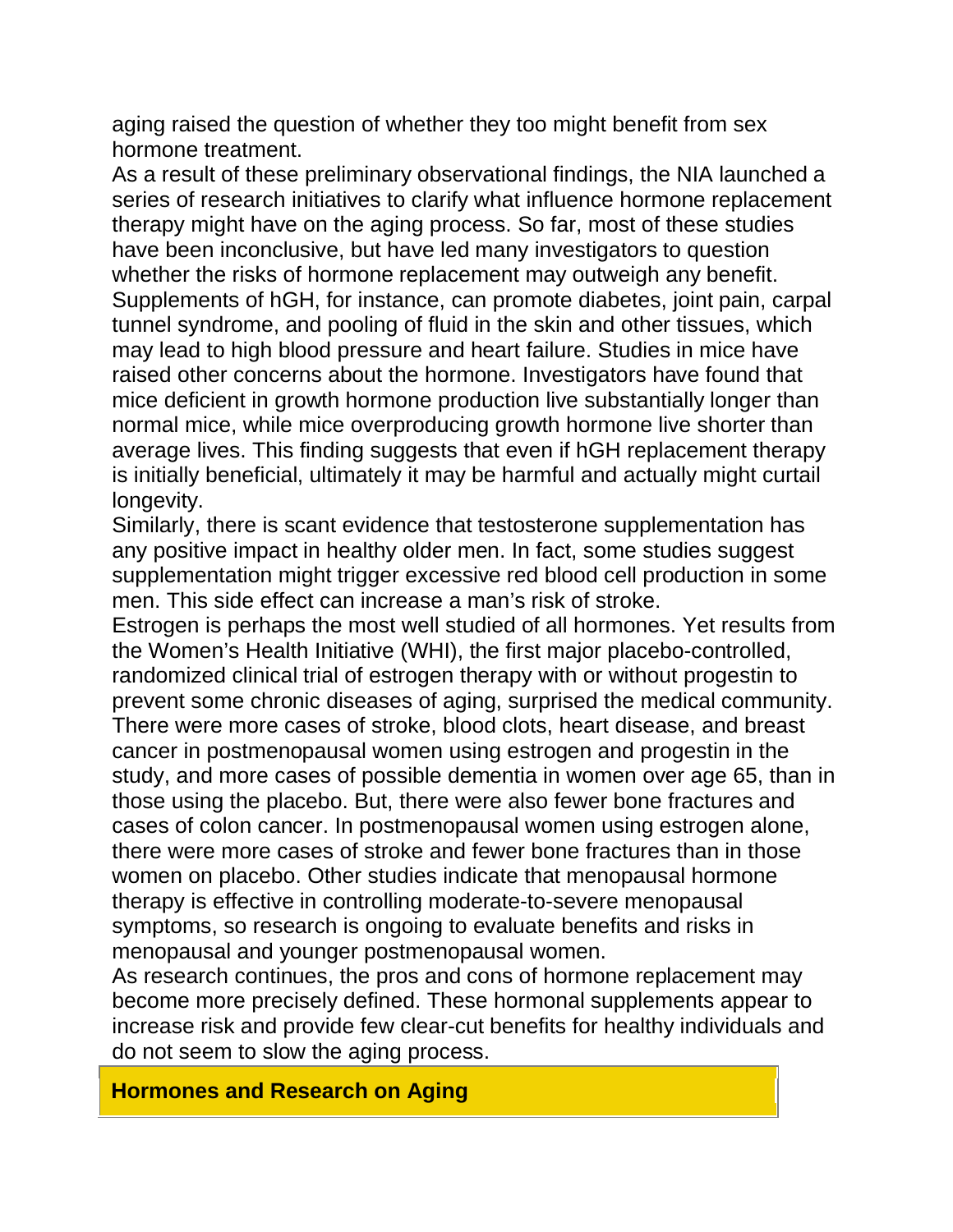aging raised the question of whether they too might benefit from sex hormone treatment.

As a result of these preliminary observational findings, the NIA launched a series of research initiatives to clarify what influence hormone replacement therapy might have on the aging process. So far, most of these studies have been inconclusive, but have led many investigators to question whether the risks of hormone replacement may outweigh any benefit. Supplements of hGH, for instance, can promote diabetes, joint pain, carpal tunnel syndrome, and pooling of fluid in the skin and other tissues, which may lead to high blood pressure and heart failure. Studies in mice have raised other concerns about the hormone. Investigators have found that mice deficient in growth hormone production live substantially longer than normal mice, while mice overproducing growth hormone live shorter than average lives. This finding suggests that even if hGH replacement therapy is initially beneficial, ultimately it may be harmful and actually might curtail longevity.

Similarly, there is scant evidence that testosterone supplementation has any positive impact in healthy older men. In fact, some studies suggest supplementation might trigger excessive red blood cell production in some men. This side effect can increase a man's risk of stroke.

Estrogen is perhaps the most well studied of all hormones. Yet results from the Women's Health Initiative (WHI), the first major placebo-controlled, randomized clinical trial of estrogen therapy with or without progestin to prevent some chronic diseases of aging, surprised the medical community. There were more cases of stroke, blood clots, heart disease, and breast cancer in postmenopausal women using estrogen and progestin in the study, and more cases of possible dementia in women over age 65, than in those using the placebo. But, there were also fewer bone fractures and cases of colon cancer. In postmenopausal women using estrogen alone, there were more cases of stroke and fewer bone fractures than in those women on placebo. Other studies indicate that menopausal hormone therapy is effective in controlling moderate-to-severe menopausal symptoms, so research is ongoing to evaluate benefits and risks in menopausal and younger postmenopausal women.

As research continues, the pros and cons of hormone replacement may become more precisely defined. These hormonal supplements appear to increase risk and provide few clear-cut benefits for healthy individuals and do not seem to slow the aging process.

## Hormones and Research on Aging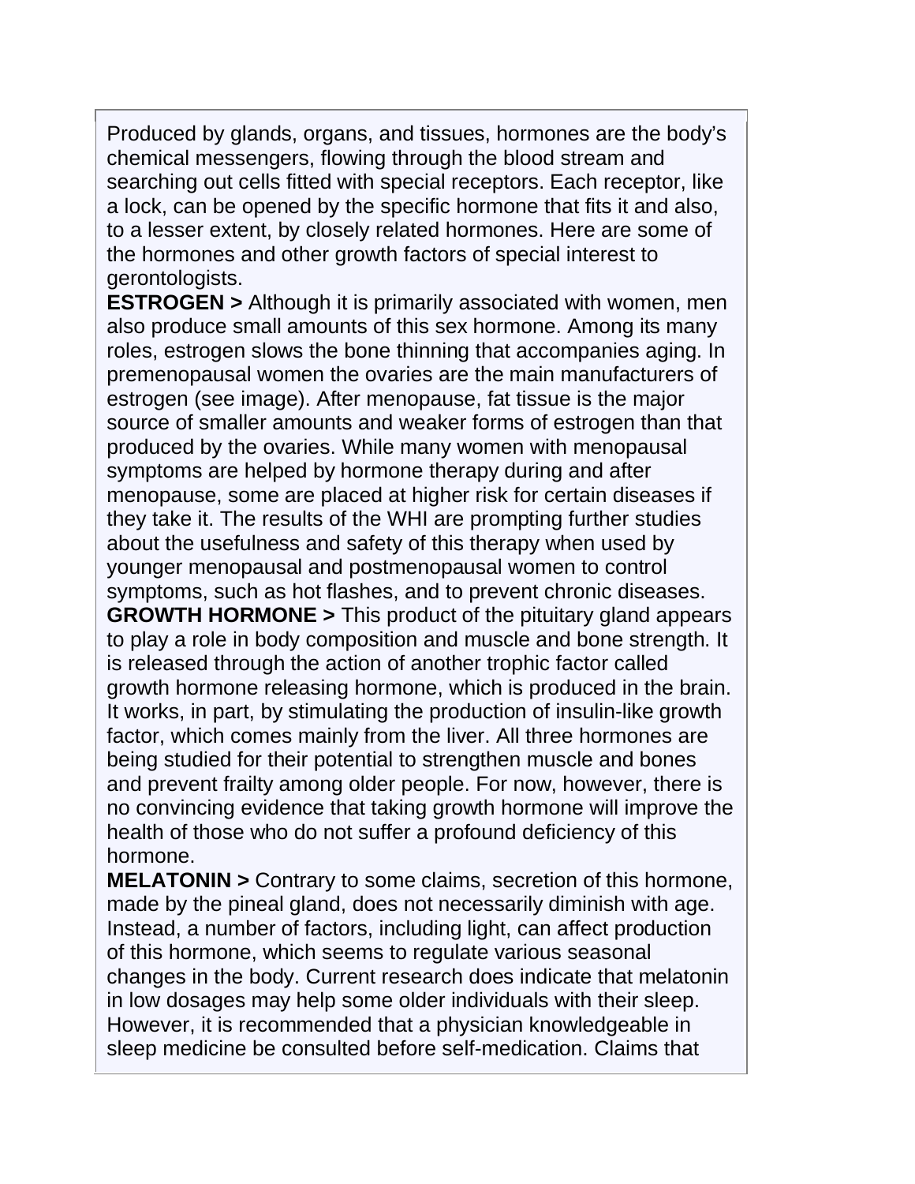Produced by glands, organs, and tissues, hormones are the body's chemical messengers, flowing through the blood stream and searching out cells fitted with special receptors. Each receptor, like a lock, can be opened by the specific hormone that fits it and also, to a lesser extent, by closely related hormones. Here are some of the hormones and other growth factors of special interest to gerontologists.

**ESTROGEN >** Although it is primarily associated with women, men also produce small amounts of this sex hormone. Among its many roles, estrogen slows the bone thinning that accompanies aging. In premenopausal women the ovaries are the main manufacturers of estrogen (see image). After menopause, fat tissue is the major source of smaller amounts and weaker forms of estrogen than that produced by the ovaries. While many women with menopausal symptoms are helped by hormone therapy during and after menopause, some are placed at higher risk for certain diseases if they take it. The results of the WHI are prompting further studies about the usefulness and safety of this therapy when used by younger menopausal and postmenopausal women to control symptoms, such as hot flashes, and to prevent chronic diseases.

**GROWTH HORMONE >** This product of the pituitary gland appears to play a role in body composition and muscle and bone strength. It is released through the action of another trophic factor called growth hormone releasing hormone, which is produced in the brain. It works, in part, by stimulating the production of insulin-like growth factor, which comes mainly from the liver. All three hormones are being studied for their potential to strengthen muscle and bones and prevent frailty among older people. For now, however, there is no convincing evidence that taking growth hormone will improve the health of those who do not suffer a profound deficiency of this hormone.

**MELATONIN >** Contrary to some claims, secretion of this hormone, made by the pineal gland, does not necessarily diminish with age. Instead, a number of factors, including light, can affect production of this hormone, which seems to regulate various seasonal changes in the body. Current research does indicate that melatonin in low dosages may help some older individuals with their sleep. However, it is recommended that a physician knowledgeable in sleep medicine be consulted before self-medication. Claims that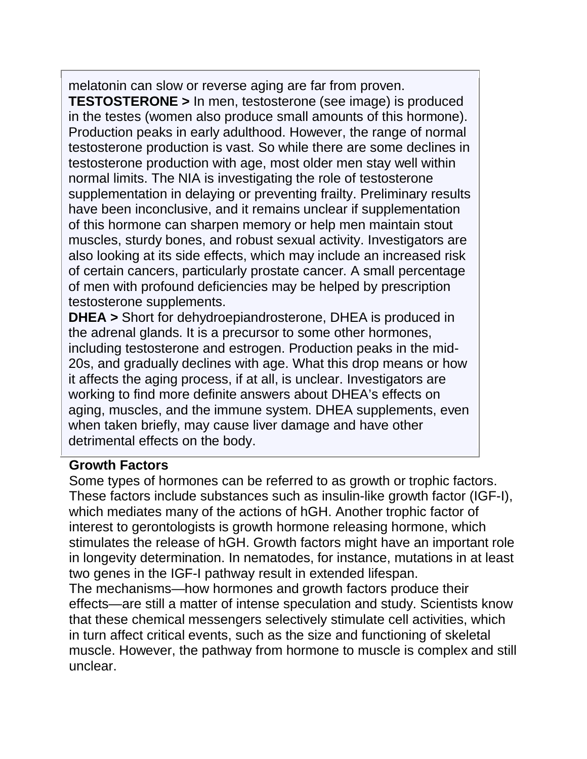melatonin can slow or reverse aging are far from proven.

**TESTOSTERONE >** In men, testosterone (see image) is produced in the testes (women also produce small amounts of this hormone). Production peaks in early adulthood. However, the range of normal testosterone production is vast. So while there are some declines in testosterone production with age, most older men stay well within normal limits. The NIA is investigating the role of testosterone supplementation in delaying or preventing frailty. Preliminary results have been inconclusive, and it remains unclear if supplementation of this hormone can sharpen memory or help men maintain stout muscles, sturdy bones, and robust sexual activity. Investigators are also looking at its side effects, which may include an increased risk of certain cancers, particularly prostate cancer. A small percentage of men with profound deficiencies may be helped by prescription testosterone supplements.

**DHEA >** Short for dehydroepiandrosterone, DHEA is produced in the adrenal glands. It is a precursor to some other hormones, including testosterone and estrogen. Production peaks in the mid-20s, and gradually declines with age. What this drop means or how it affects the aging process, if at all, is unclear. Investigators are working to find more definite answers about DHEA's effects on aging, muscles, and the immune system. DHEA supplements, even when taken briefly, may cause liver damage and have other detrimental effects on the body.

**Growth Factors**

Some types of hormones can be referred to as growth or trophic factors. These factors include substances such as insulin-like growth factor (IGF-I), which mediates many of the actions of hGH. Another trophic factor of interest to gerontologists is growth hormone releasing hormone, which stimulates the release of hGH. Growth factors might have an important role in longevity determination. In nematodes, for instance, mutations in at least two genes in the IGF-I pathway result in extended lifespan.

The mechanisms—how hormones and growth factors produce their effects—are still a matter of intense speculation and study. Scientists know that these chemical messengers selectively stimulate cell activities, which in turn affect critical events, such as the size and functioning of skeletal muscle. However, the pathway from hormone to muscle is complex and still unclear.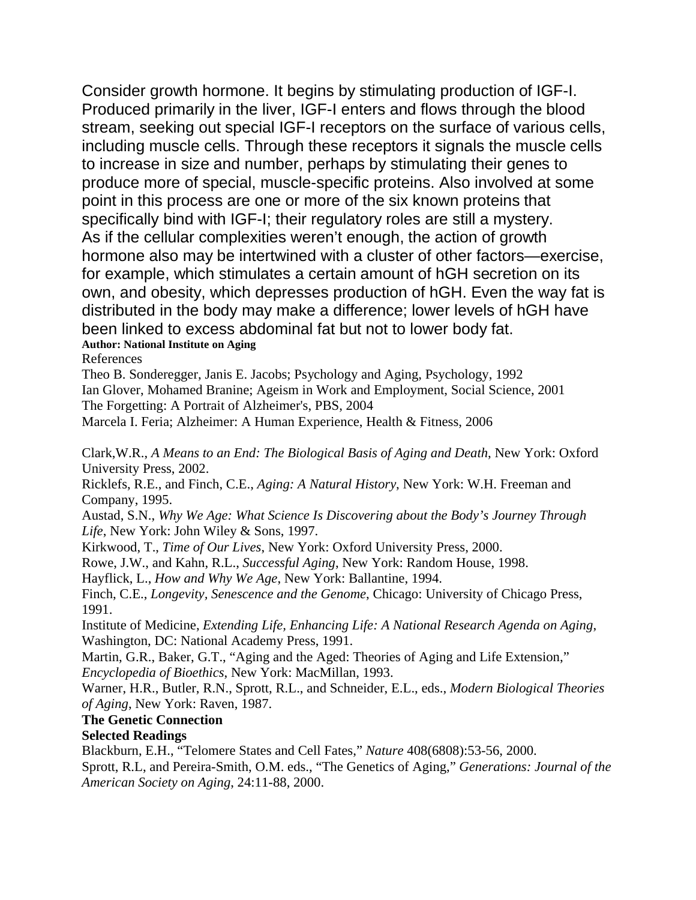Consider growth hormone. It begins by stimulating production of IGF-I. Produced primarily in the liver, IGF-I enters and flows through the blood stream, seeking out special IGF-I receptors on the surface of various cells, including muscle cells. Through these receptors it signals the muscle cells to increase in size and number, perhaps by stimulating their genes to produce more of special, muscle-specific proteins. Also involved at some point in this process are one or more of the six known proteins that specifically bind with IGF-I; their regulatory roles are still a mystery.
As if the cellular complexities weren't enough, the action of growth hormone also may be intertwined with a cluster of other factors—exercise, for example, which stimulates a certain amount of hGH secretion on its own, and obesity, which depresses production of hGH. Even the way fat is distributed in the body may make a difference; lower levels of hGH have been linked to excess abdominal fat but not to lower body fat.

**Author: National Institute on Aging**

References

Theo B. Sonderegger, Janis E. Jacobs; Psychology and Aging, Psychology, 1992
Ian Glover, Mohamed Branine; Ageism in Work and Employment, Social Science, 2001
The Forgetting: A Portrait of Alzheimer's, PBS, 2004
Marcela I. Feria; Alzheimer: A Human Experience, Health & Fitness, 2006

Clark,W.R., *A Means to an End: The Biological Basis of Aging and Death*, New York: Oxford University Press, 2002.
Ricklefs, R.E., and Finch, C.E., *Aging: A Natural History*, New York: W.H. Freeman and Company, 1995.
Austad, S.N., *Why We Age: What Science Is Discovering about the Body's Journey Through Life*, New York: John Wiley & Sons, 1997.
Kirkwood, T., *Time of Our Lives*, New York: Oxford University Press, 2000.
Rowe, J.W., and Kahn, R.L., *Successful Aging*, New York: Random House, 1998.
Hayflick, L., *How and Why We Age*, New York: Ballantine, 1994.
Finch, C.E., *Longevity, Senescence and the Genome*, Chicago: University of Chicago Press, 1991.
Institute of Medicine, *Extending Life, Enhancing Life: A National Research Agenda on Aging*, Washington, DC: National Academy Press, 1991.
Martin, G.R., Baker, G.T., "Aging and the Aged: Theories of Aging and Life Extension," *Encyclopedia of Bioethics*, New York: MacMillan, 1993.
Warner, H.R., Butler, R.N., Sprott, R.L., and Schneider, E.L., eds., *Modern Biological Theories of Aging*, New York: Raven, 1987.

**The Genetic Connection**

**Selected Readings**

Blackburn, E.H., "Telomere States and Cell Fates," *Nature* 408(6808):53-56, 2000.
Sprott, R.L, and Pereira-Smith, O.M. eds., "The Genetics of Aging," *Generations: Journal of the American Society on Aging*, 24:11-88, 2000.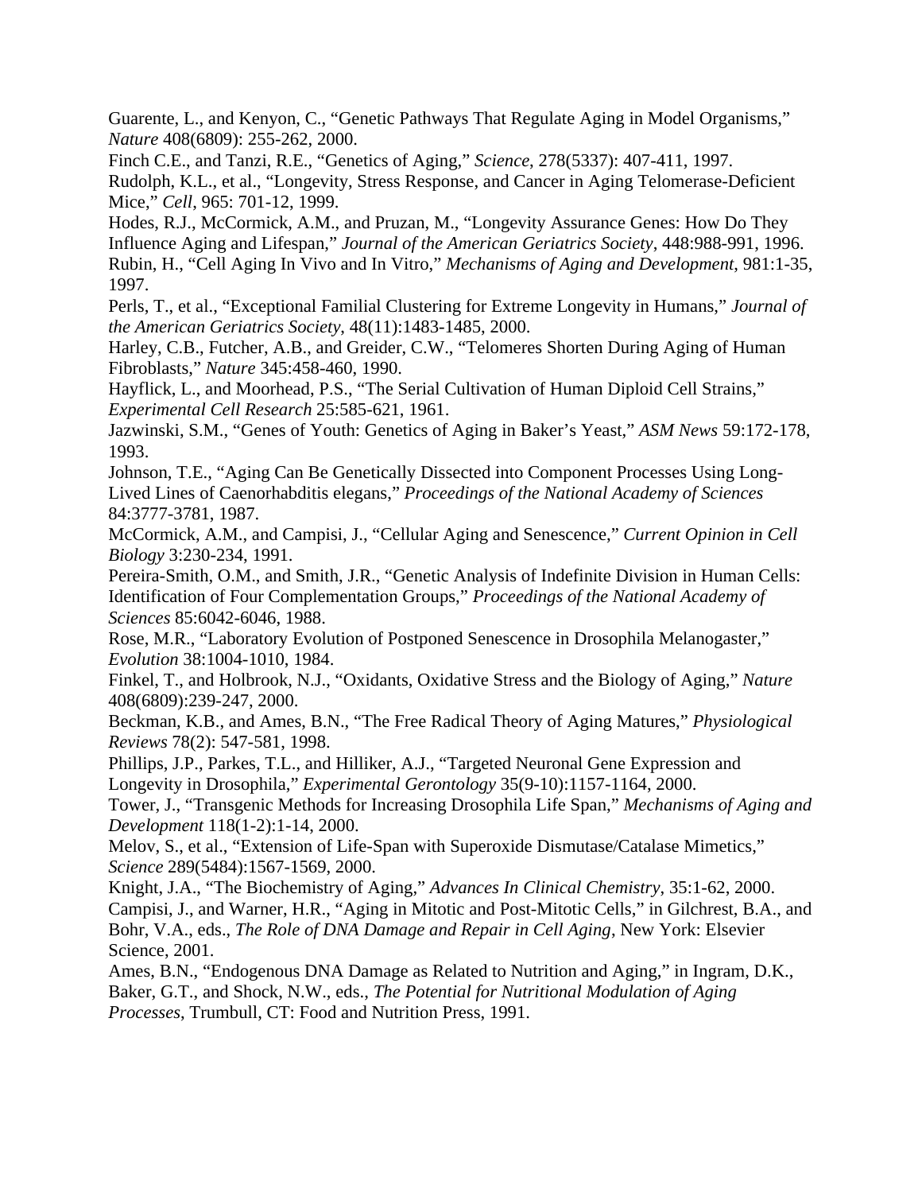Guarente, L., and Kenyon, C., “Genetic Pathways That Regulate Aging in Model Organisms,” *Nature* 408(6809): 255-262, 2000.

Finch C.E., and Tanzi, R.E., “Genetics of Aging,” *Science*, 278(5337): 407-411, 1997.

Rudolph, K.L., et al., “Longevity, Stress Response, and Cancer in Aging Telomerase-Deficient Mice,” *Cell*, 965: 701-12, 1999.

Hodes, R.J., McCormick, A.M., and Pruzan, M., “Longevity Assurance Genes: How Do They Influence Aging and Lifespan,” *Journal of the American Geriatrics Society*, 448:988-991, 1996.

Rubin, H., “Cell Aging In Vivo and In Vitro,” *Mechanisms of Aging and Development*, 981:1-35, 1997.

Perls, T., et al., “Exceptional Familial Clustering for Extreme Longevity in Humans,” *Journal of the American Geriatrics Society*, 48(11):1483-1485, 2000.

Harley, C.B., Futcher, A.B., and Greider, C.W., “Telomeres Shorten During Aging of Human Fibroblasts,” *Nature* 345:458-460, 1990.

Hayflick, L., and Moorhead, P.S., “The Serial Cultivation of Human Diploid Cell Strains,” *Experimental Cell Research* 25:585-621, 1961.

Jazwinski, S.M., “Genes of Youth: Genetics of Aging in Baker’s Yeast,” *ASM News* 59:172-178, 1993.

Johnson, T.E., “Aging Can Be Genetically Dissected into Component Processes Using Long-Lived Lines of Caenorhabditis elegans,” *Proceedings of the National Academy of Sciences* 84:3777-3781, 1987.

McCormick, A.M., and Campisi, J., “Cellular Aging and Senescence,” *Current Opinion in Cell Biology* 3:230-234, 1991.

Pereira-Smith, O.M., and Smith, J.R., “Genetic Analysis of Indefinite Division in Human Cells: Identification of Four Complementation Groups,” *Proceedings of the National Academy of Sciences* 85:6042-6046, 1988.

Rose, M.R., “Laboratory Evolution of Postponed Senescence in Drosophila Melanogaster,” *Evolution* 38:1004-1010, 1984.

Finkel, T., and Holbrook, N.J., “Oxidants, Oxidative Stress and the Biology of Aging,” *Nature* 408(6809):239-247, 2000.

Beckman, K.B., and Ames, B.N., “The Free Radical Theory of Aging Matures,” *Physiological Reviews* 78(2): 547-581, 1998.

Phillips, J.P., Parkes, T.L., and Hilliker, A.J., “Targeted Neuronal Gene Expression and Longevity in Drosophila,” *Experimental Gerontology* 35(9-10):1157-1164, 2000.

Tower, J., “Transgenic Methods for Increasing Drosophila Life Span,” *Mechanisms of Aging and Development* 118(1-2):1-14, 2000.

Melov, S., et al., “Extension of Life-Span with Superoxide Dismutase/Catalase Mimetics,” *Science* 289(5484):1567-1569, 2000.

Knight, J.A., “The Biochemistry of Aging,” *Advances In Clinical Chemistry*, 35:1-62, 2000.

Campisi, J., and Warner, H.R., “Aging in Mitotic and Post-Mitotic Cells,” in Gilchrest, B.A., and Bohr, V.A., eds., *The Role of DNA Damage and Repair in Cell Aging*, New York: Elsevier Science, 2001.

Ames, B.N., “Endogenous DNA Damage as Related to Nutrition and Aging,” in Ingram, D.K., Baker, G.T., and Shock, N.W., eds., *The Potential for Nutritional Modulation of Aging Processes*, Trumbull, CT: Food and Nutrition Press, 1991.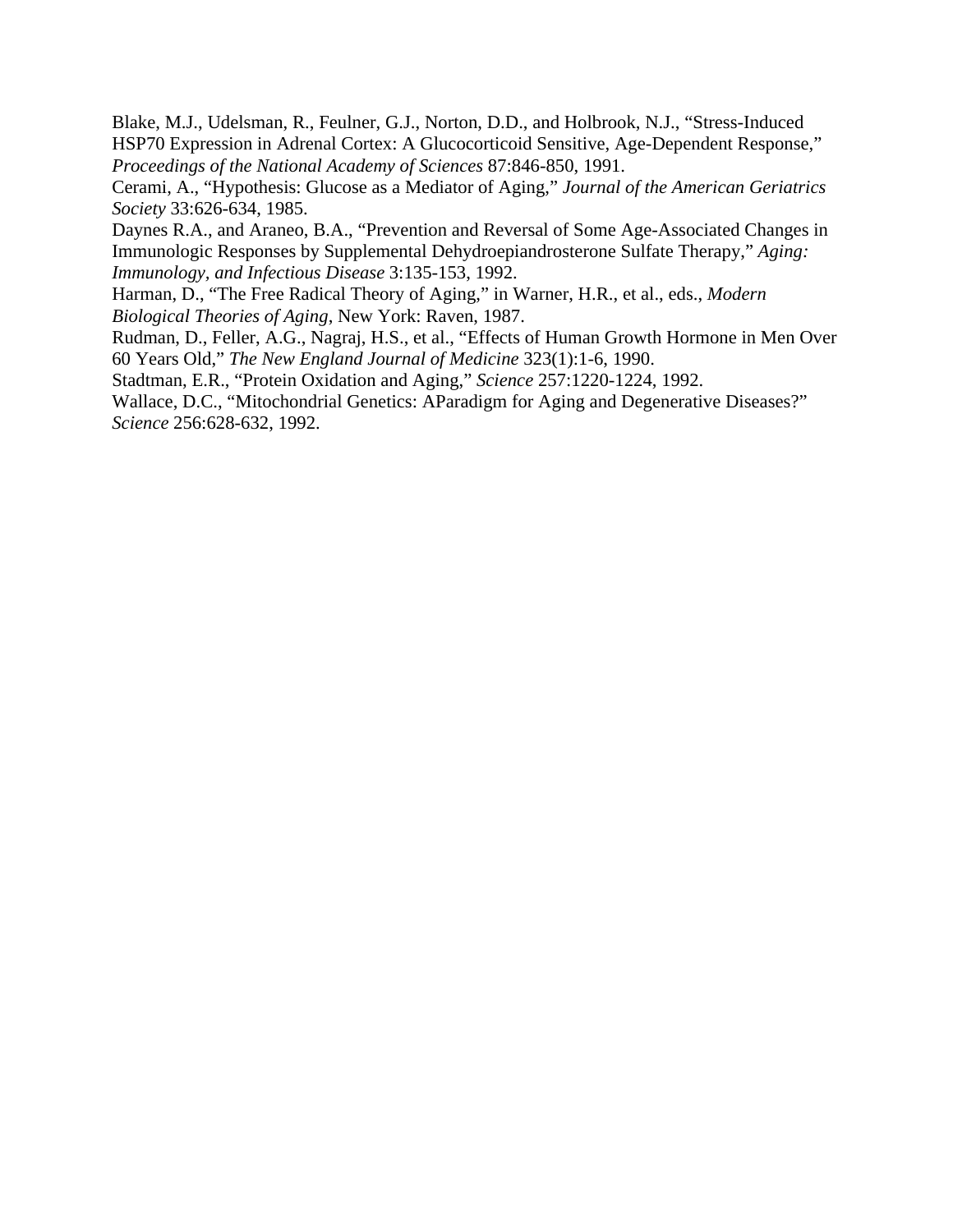Blake, M.J., Udelsman, R., Feulner, G.J., Norton, D.D., and Holbrook, N.J., "Stress-Induced HSP70 Expression in Adrenal Cortex: A Glucocorticoid Sensitive, Age-Dependent Response," *Proceedings of the National Academy of Sciences* 87:846-850, 1991.

Cerami, A., "Hypothesis: Glucose as a Mediator of Aging," *Journal of the American Geriatrics Society* 33:626-634, 1985.

Daynes R.A., and Araneo, B.A., "Prevention and Reversal of Some Age-Associated Changes in Immunologic Responses by Supplemental Dehydroepiandrosterone Sulfate Therapy," *Aging: Immunology, and Infectious Disease* 3:135-153, 1992.

Harman, D., "The Free Radical Theory of Aging," in Warner, H.R., et al., eds., *Modern Biological Theories of Aging*, New York: Raven, 1987.

Rudman, D., Feller, A.G., Nagraj, H.S., et al., "Effects of Human Growth Hormone in Men Over 60 Years Old," *The New England Journal of Medicine* 323(1):1-6, 1990.

Stadtman, E.R., "Protein Oxidation and Aging," *Science* 257:1220-1224, 1992.

Wallace, D.C., "Mitochondrial Genetics: AParadigm for Aging and Degenerative Diseases?" *Science* 256:628-632, 1992.